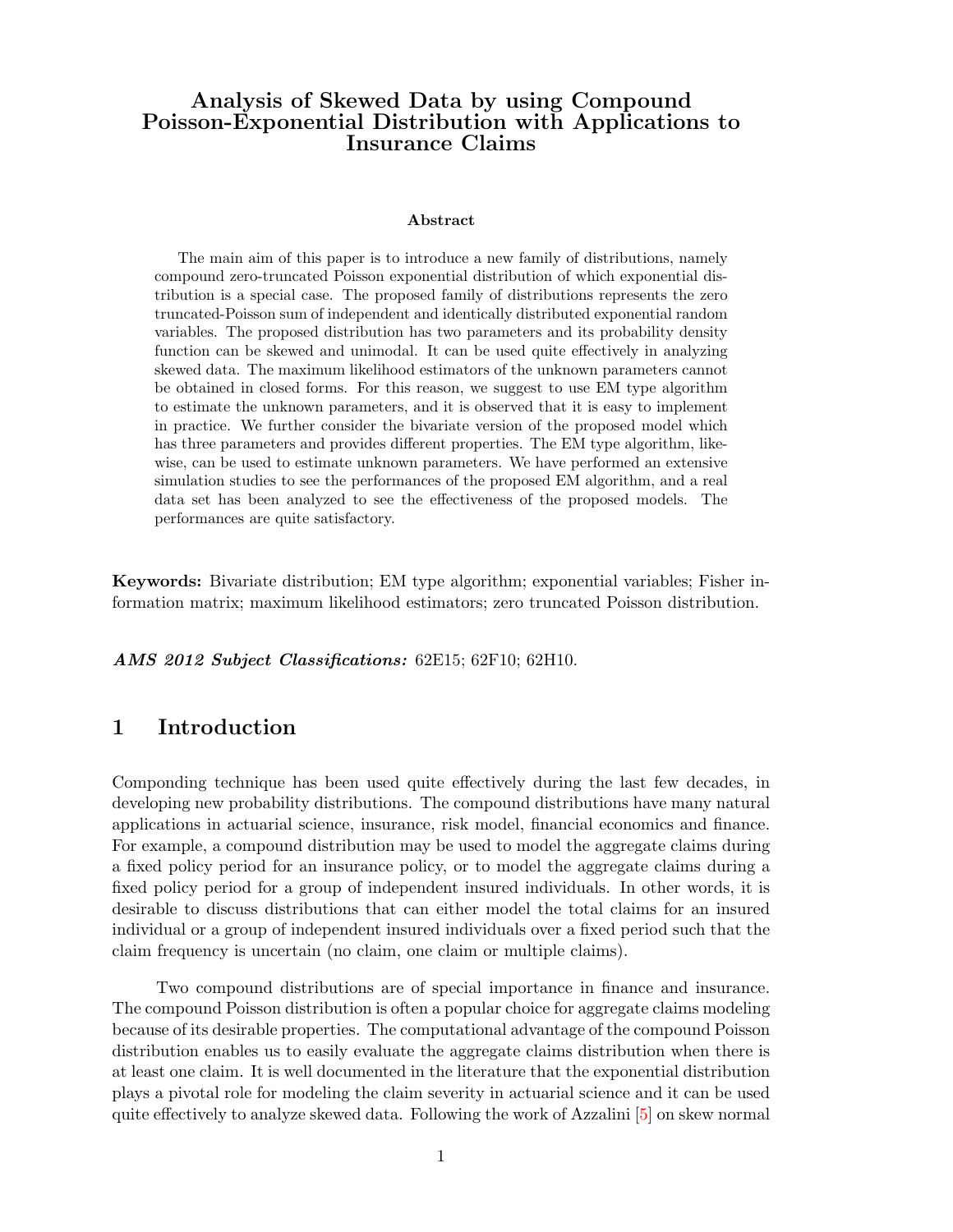# Analysis of Skewed Data by using Compound Poisson-Exponential Distribution with Applications to Insurance Claims

**Abstract**

The main aim of this paper is to introduce a new family of distributions, namely compound zero-truncated Poisson exponential distribution of which exponential distribution is a special case. The proposed family of distributions represents the zero truncated-Poisson sum of independent and identically distributed exponential random variables. The proposed distribution has two parameters and its probability density function can be skewed and unimodal. It can be used quite effectively in analyzing skewed data. The maximum likelihood estimators of the unknown parameters cannot be obtained in closed forms. For this reason, we suggest to use EM type algorithm to estimate the unknown parameters, and it is observed that it is easy to implement in practice. We further consider the bivariate version of the proposed model which has three parameters and provides different properties. The EM type algorithm, likewise, can be used to estimate unknown parameters. We have performed an extensive simulation studies to see the performances of the proposed EM algorithm, and a real data set has been analyzed to see the effectiveness of the proposed models. The performances are quite satisfactory.

**Keywords:** Bivariate distribution; EM type algorithm; exponential variables; Fisher information matrix; maximum likelihood estimators; zero truncated Poisson distribution.

***AMS 2012 Subject Classifications:*** 62E15; 62F10; 62H10.

## 1 Introduction

Componding technique has been used quite effectively during the last few decades, in developing new probability distributions. The compound distributions have many natural applications in actuarial science, insurance, risk model, financial economics and finance. For example, a compound distribution may be used to model the aggregate claims during a fixed policy period for an insurance policy, or to model the aggregate claims during a fixed policy period for a group of independent insured individuals. In other words, it is desirable to discuss distributions that can either model the total claims for an insured individual or a group of independent insured individuals over a fixed period such that the claim frequency is uncertain (no claim, one claim or multiple claims).

Two compound distributions are of special importance in finance and insurance. The compound Poisson distribution is often a popular choice for aggregate claims modeling because of its desirable properties. The computational advantage of the compound Poisson distribution enables us to easily evaluate the aggregate claims distribution when there is at least one claim. It is well documented in the literature that the exponential distribution plays a pivotal role for modeling the claim severity in actuarial science and it can be used quite effectively to analyze skewed data. Following the work of Azzalini [5] on skew normal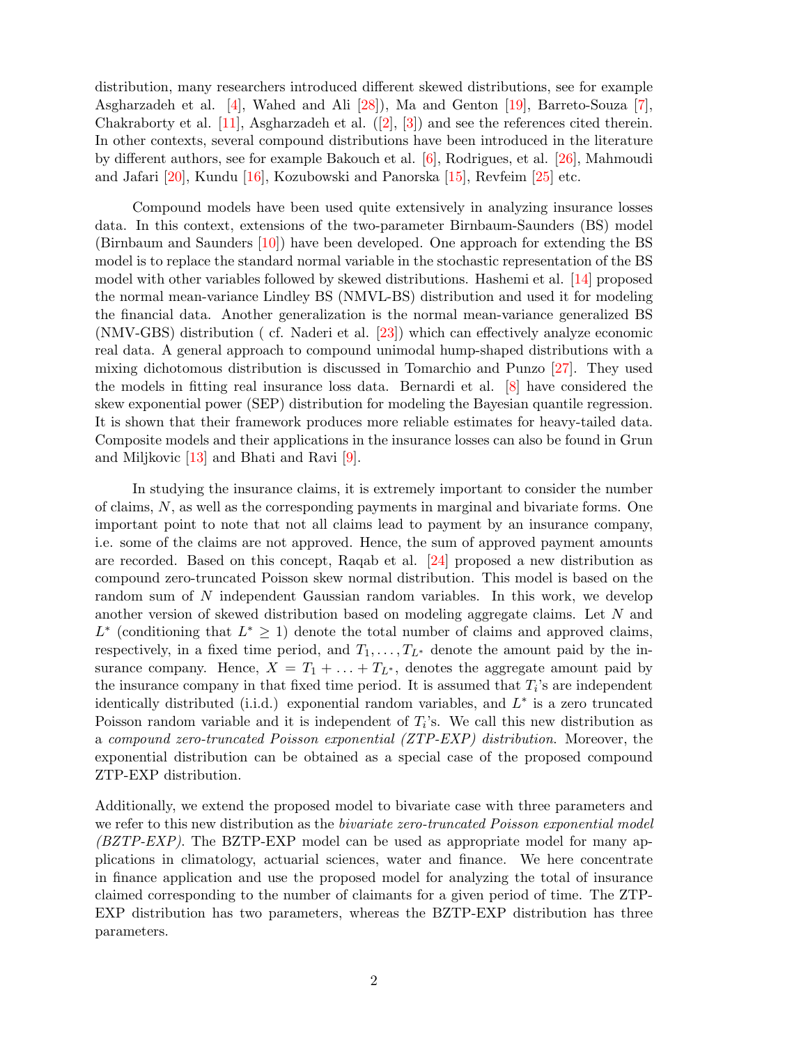distribution, many researchers introduced different skewed distributions, see for example Asgharzadeh et al. [4], Wahed and Ali [28]), Ma and Genton [19], Barreto-Souza [7], Chakraborty et al. [11], Asgharzadeh et al. ([2], [3]) and see the references cited therein. In other contexts, several compound distributions have been introduced in the literature by different authors, see for example Bakouch et al. [6], Rodrigues, et al. [26], Mahmoudi and Jafari [20], Kundu [16], Kozubowski and Panorska [15], Revfeim [25] etc.

Compound models have been used quite extensively in analyzing insurance losses data. In this context, extensions of the two-parameter Birnbaum-Saunders (BS) model (Birnbaum and Saunders [10]) have been developed. One approach for extending the BS model is to replace the standard normal variable in the stochastic representation of the BS model with other variables followed by skewed distributions. Hashemi et al. [14] proposed the normal mean-variance Lindley BS (NMVL-BS) distribution and used it for modeling the financial data. Another generalization is the normal mean-variance generalized BS (NMV-GBS) distribution ( cf. Naderi et al. [23]) which can effectively analyze economic real data. A general approach to compound unimodal hump-shaped distributions with a mixing dichotomous distribution is discussed in Tomarchio and Punzo [27]. They used the models in fitting real insurance loss data. Bernardi et al. [8] have considered the skew exponential power (SEP) distribution for modeling the Bayesian quantile regression. It is shown that their framework produces more reliable estimates for heavy-tailed data. Composite models and their applications in the insurance losses can also be found in Grun and Miljkovic [13] and Bhati and Ravi [9].

In studying the insurance claims, it is extremely important to consider the number of claims, $N$, as well as the corresponding payments in marginal and bivariate forms. One important point to note that not all claims lead to payment by an insurance company, i.e. some of the claims are not approved. Hence, the sum of approved payment amounts are recorded. Based on this concept, Raqab et al. [24] proposed a new distribution as compound zero-truncated Poisson skew normal distribution. This model is based on the random sum of $N$ independent Gaussian random variables. In this work, we develop another version of skewed distribution based on modeling aggregate claims. Let $N$ and $L^*$ (conditioning that $L^* \geq 1$) denote the total number of claims and approved claims, respectively, in a fixed time period, and $T_1, \ldots, T_{L^*}$ denote the amount paid by the insurance company. Hence, $X = T_1 + \ldots + T_{L^*}$, denotes the aggregate amount paid by the insurance company in that fixed time period. It is assumed that $T_i$'s are independent identically distributed (i.i.d.) exponential random variables, and $L^*$ is a zero truncated Poisson random variable and it is independent of $T_i$'s. We call this new distribution as a *compound zero-truncated Poisson exponential (ZTP-EXP) distribution*. Moreover, the exponential distribution can be obtained as a special case of the proposed compound ZTP-EXP distribution.

Additionally, we extend the proposed model to bivariate case with three parameters and we refer to this new distribution as the *bivariate zero-truncated Poisson exponential model (BZTP-EXP)*. The BZTP-EXP model can be used as appropriate model for many applications in climatology, actuarial sciences, water and finance. We here concentrate in finance application and use the proposed model for analyzing the total of insurance claimed corresponding to the number of claimants for a given period of time. The ZTP-EXP distribution has two parameters, whereas the BZTP-EXP distribution has three parameters.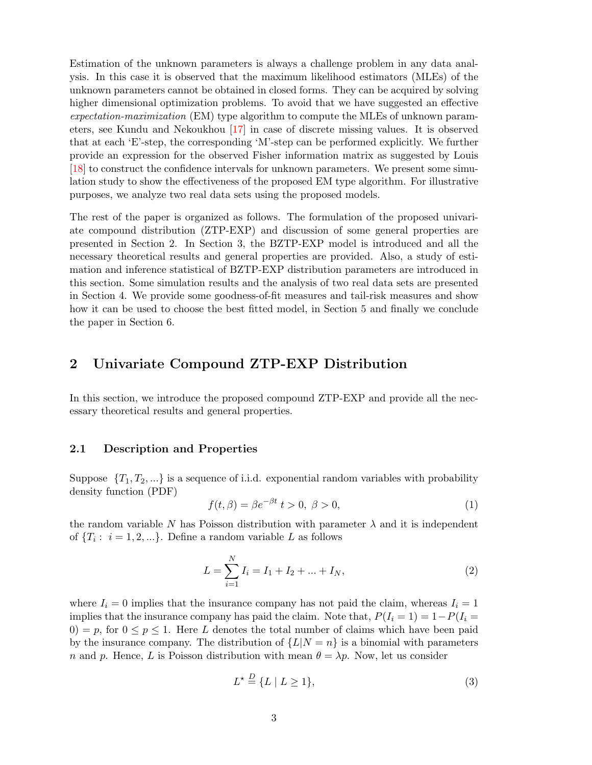Estimation of the unknown parameters is always a challenge problem in any data analysis. In this case it is observed that the maximum likelihood estimators (MLEs) of the unknown parameters cannot be obtained in closed forms. They can be acquired by solving higher dimensional optimization problems. To avoid that we have suggested an effective *expectation-maximization* (EM) type algorithm to compute the MLEs of unknown parameters, see Kundu and Nekoukhou [17] in case of discrete missing values. It is observed that at each 'E'-step, the corresponding 'M'-step can be performed explicitly. We further provide an expression for the observed Fisher information matrix as suggested by Louis [18] to construct the confidence intervals for unknown parameters. We present some simulation study to show the effectiveness of the proposed EM type algorithm. For illustrative purposes, we analyze two real data sets using the proposed models.

The rest of the paper is organized as follows. The formulation of the proposed univariate compound distribution (ZTP-EXP) and discussion of some general properties are presented in Section 2. In Section 3, the BZTP-EXP model is introduced and all the necessary theoretical results and general properties are provided. Also, a study of estimation and inference statistical of BZTP-EXP distribution parameters are introduced in this section. Some simulation results and the analysis of two real data sets are presented in Section 4. We provide some goodness-of-fit measures and tail-risk measures and show how it can be used to choose the best fitted model, in Section 5 and finally we conclude the paper in Section 6.

## 2 Univariate Compound ZTP-EXP Distribution

In this section, we introduce the proposed compound ZTP-EXP and provide all the necessary theoretical results and general properties.

### 2.1 Description and Properties

Suppose $\{T_1, T_2, ...\}$ is a sequence of i.i.d. exponential random variables with probability density function (PDF)

$$f(t, \beta) = \beta e^{-\beta t} \; t > 0, \; \beta > 0, \tag{1}$$

the random variable $N$ has Poisson distribution with parameter $\lambda$ and it is independent of $\{T_i : \; i = 1, 2, ...\}$. Define a random variable $L$ as follows

$$L = \sum_{i=1}^{N} I_i = I_1 + I_2 + ... + I_N, \tag{2}$$

where $I_i = 0$ implies that the insurance company has not paid the claim, whereas $I_i = 1$ implies that the insurance company has paid the claim. Note that, $P(I_i = 1) = 1 - P(I_i = 0) = p$, for $0 \leq p \leq 1$. Here $L$ denotes the total number of claims which have been paid by the insurance company. The distribution of $\{L|N = n\}$ is a binomial with parameters $n$ and $p$. Hence, $L$ is Poisson distribution with mean $\theta = \lambda p$. Now, let us consider

$$L^{\star} \overset{D}{=} \{L \mid L \geq 1\}, \tag{3}$$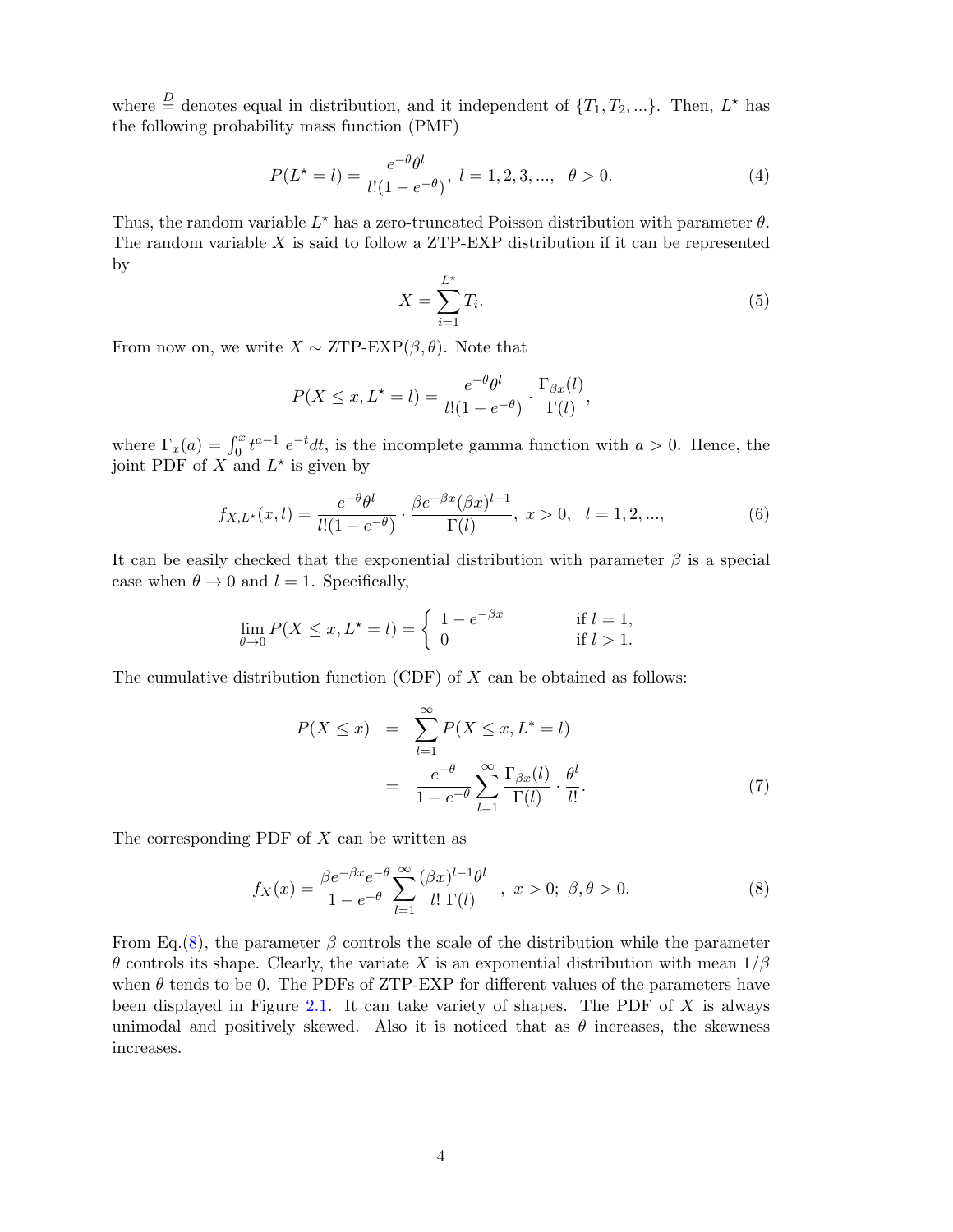where $\stackrel{D}{=}$ denotes equal in distribution, and it independent of $\{T_1, T_2, ...\}$. Then, $L^\star$ has the following probability mass function (PMF)

$$P(L^\star = l) = \frac{e^{-\theta}\theta^l}{l!(1-e^{-\theta})}, \; l = 1, 2, 3, ..., \quad \theta > 0. \tag{4}$$

Thus, the random variable $L^\star$ has a zero-truncated Poisson distribution with parameter $\theta$. The random variable $X$ is said to follow a ZTP-EXP distribution if it can be represented by

$$X = \sum_{i=1}^{L^\star} T_i. \tag{5}$$

From now on, we write $X \sim$ ZTP-EXP$(\beta, \theta)$. Note that

$$P(X \leq x, L^\star = l) = \frac{e^{-\theta}\theta^l}{l!(1-e^{-\theta})} \cdot \frac{\Gamma_{\beta x}(l)}{\Gamma(l)},$$

where $\Gamma_x(a) = \int_0^x t^{a-1} \, e^{-t} dt$, is the incomplete gamma function with $a > 0$. Hence, the joint PDF of $X$ and $L^\star$ is given by

$$f_{X,L^\star}(x, l) = \frac{e^{-\theta}\theta^l}{l!(1-e^{-\theta})} \cdot \frac{\beta e^{-\beta x}(\beta x)^{l-1}}{\Gamma(l)}, \; x > 0, \quad l = 1, 2, ..., \tag{6}$$

It can be easily checked that the exponential distribution with parameter $\beta$ is a special case when $\theta \to 0$ and $l = 1$. Specifically,

$$\lim_{\theta \to 0} P(X \leq x, L^\star = l) = \begin{cases} 1 - e^{-\beta x} & \text{if } l = 1, \\ 0 & \text{if } l > 1. \end{cases}$$

The cumulative distribution function (CDF) of $X$ can be obtained as follows:

$$\begin{aligned} P(X \leq x) &= \sum_{l=1}^{\infty} P(X \leq x, L^* = l) \\ &= \frac{e^{-\theta}}{1 - e^{-\theta}} \sum_{l=1}^{\infty} \frac{\Gamma_{\beta x}(l)}{\Gamma(l)} \cdot \frac{\theta^l}{l!}. \end{aligned} \tag{7}$$

The corresponding PDF of $X$ can be written as

$$f_X(x) = \frac{\beta e^{-\beta x} e^{-\theta}}{1 - e^{-\theta}} \sum_{l=1}^{\infty} \frac{(\beta x)^{l-1}\theta^l}{l! \; \Gamma(l)} \quad , \; x > 0; \; \beta, \theta > 0. \tag{8}$$

From Eq.(8), the parameter $\beta$ controls the scale of the distribution while the parameter $\theta$ controls its shape. Clearly, the variate $X$ is an exponential distribution with mean $1/\beta$ when $\theta$ tends to be 0. The PDFs of ZTP-EXP for different values of the parameters have been displayed in Figure 2.1. It can take variety of shapes. The PDF of $X$ is always unimodal and positively skewed. Also it is noticed that as $\theta$ increases, the skewness increases.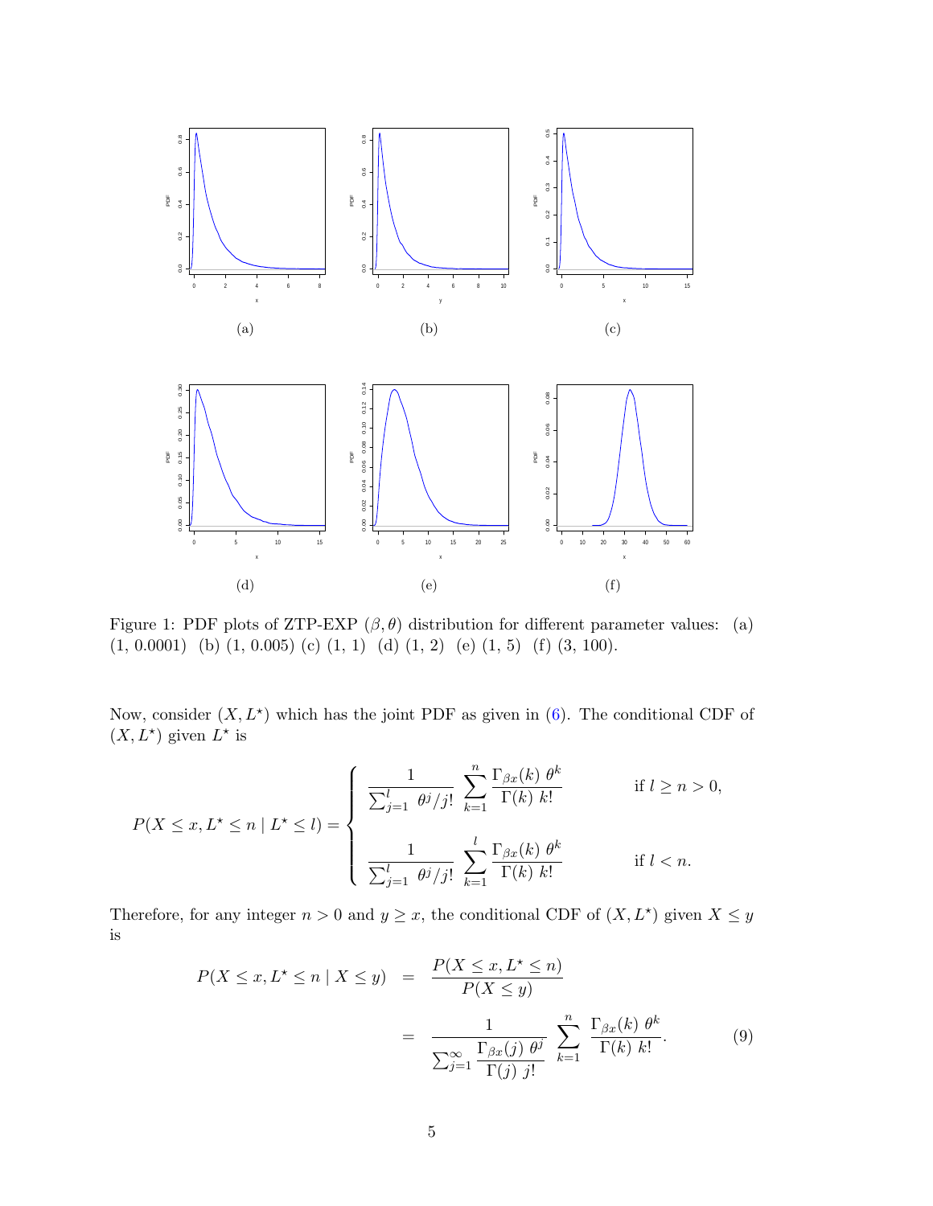Figure 1: PDF plots of ZTP-EXP $(\beta, \theta)$ distribution for different parameter values: (a) (1, 0.0001) (b) (1, 0.005) (c) (1, 1) (d) (1, 2) (e) (1, 5) (f) (3, 100).

Now, consider $(X, L^\star)$ which has the joint PDF as given in (6). The conditional CDF of $(X, L^\star)$ given $L^\star$ is

$$P(X \leq x, L^\star \leq n \mid L^\star \leq l) = \begin{cases} \dfrac{1}{\sum_{j=1}^{l} \theta^j / j!} \displaystyle\sum_{k=1}^{n} \dfrac{\Gamma_{\beta x}(k)\ \theta^k}{\Gamma(k)\ k!} & \text{if } l \geq n > 0, \\ \\ \dfrac{1}{\sum_{j=1}^{l} \theta^j / j!} \displaystyle\sum_{k=1}^{l} \dfrac{\Gamma_{\beta x}(k)\ \theta^k}{\Gamma(k)\ k!} & \text{if } l < n. \end{cases}$$

Therefore, for any integer $n > 0$ and $y \geq x$, the conditional CDF of $(X, L^\star)$ given $X \leq y$ is

$$\begin{aligned} P(X \leq x, L^\star \leq n \mid X \leq y) &= \frac{P(X \leq x, L^\star \leq n)}{P(X \leq y)} \\ &= \frac{1}{\sum_{j=1}^{\infty} \dfrac{\Gamma_{\beta x}(j)\ \theta^j}{\Gamma(j)\ j!}} \sum_{k=1}^{n} \frac{\Gamma_{\beta x}(k)\ \theta^k}{\Gamma(k)\ k!}. \end{aligned} \tag{9}$$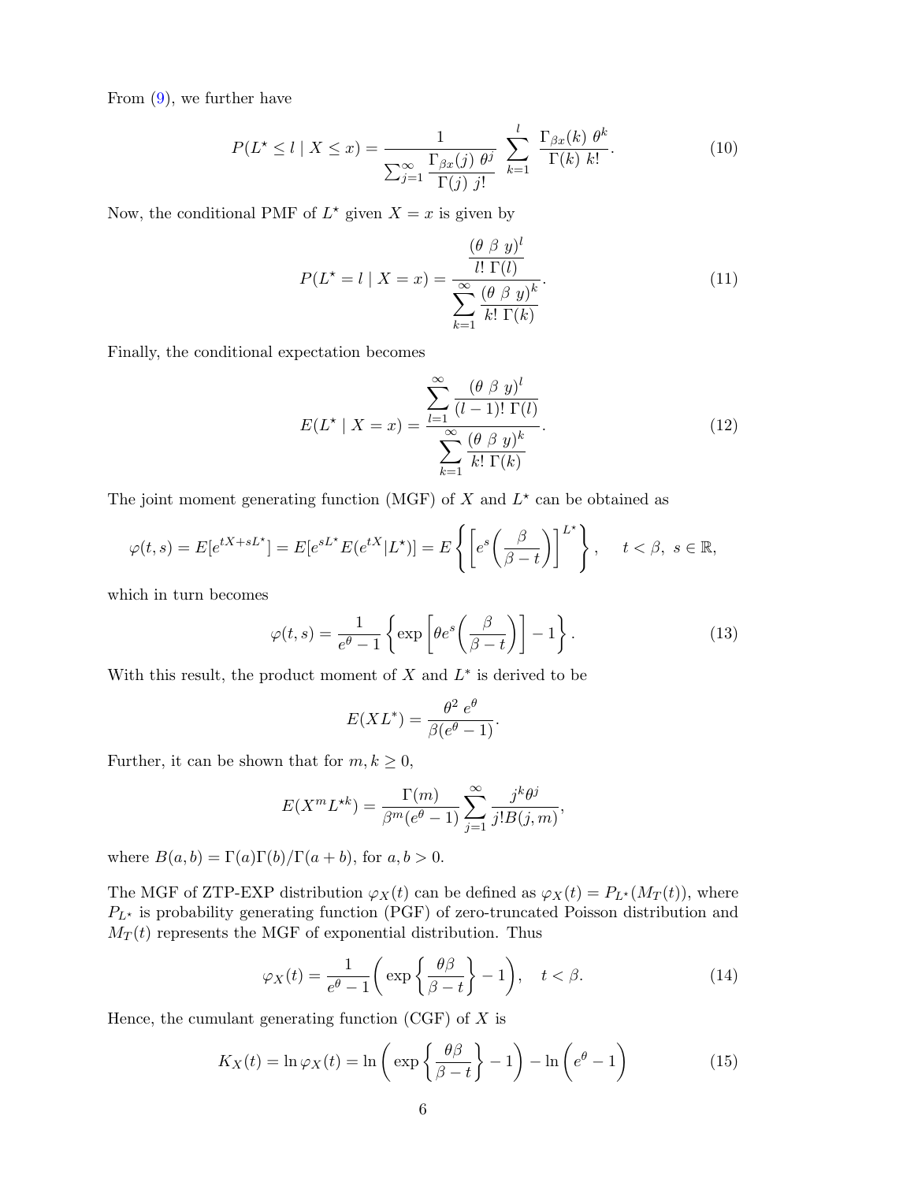From (9), we further have

$$P(L^\star \le l \mid X \le x) = \frac{1}{\sum_{j=1}^{\infty} \dfrac{\Gamma_{\beta x}(j)\ \theta^j}{\Gamma(j)\ j!}} \ \sum_{k=1}^{l} \frac{\Gamma_{\beta x}(k)\ \theta^k}{\Gamma(k)\ k!}. \tag{10}$$

Now, the conditional PMF of $L^\star$ given $X = x$ is given by

$$P(L^\star = l \mid X = x) = \frac{\dfrac{(\theta\ \beta\ y)^l}{l!\ \Gamma(l)}}{\displaystyle\sum_{k=1}^{\infty} \frac{(\theta\ \beta\ y)^k}{k!\ \Gamma(k)}}. \tag{11}$$

Finally, the conditional expectation becomes

$$E(L^\star \mid X = x) = \frac{\displaystyle\sum_{l=1}^{\infty} \frac{(\theta\ \beta\ y)^l}{(l-1)!\ \Gamma(l)}}{\displaystyle\sum_{k=1}^{\infty} \frac{(\theta\ \beta\ y)^k}{k!\ \Gamma(k)}}. \tag{12}$$

The joint moment generating function (MGF) of $X$ and $L^\star$ can be obtained as

$$\varphi(t,s) = E[e^{tX+sL^\star}] = E[e^{sL^\star} E(e^{tX}|L^\star)] = E\left\{ \left[ e^s \left( \frac{\beta}{\beta - t} \right) \right]^{L^\star} \right\}, \quad t < \beta,\ s \in \mathbb{R},$$

which in turn becomes

$$\varphi(t,s) = \frac{1}{e^\theta - 1} \left\{ \exp\left[ \theta e^s \left( \frac{\beta}{\beta - t} \right) \right] - 1 \right\}. \tag{13}$$

With this result, the product moment of $X$ and $L^*$ is derived to be

$$E(XL^*) = \frac{\theta^2\ e^\theta}{\beta(e^\theta - 1)}.$$

Further, it can be shown that for $m, k \ge 0$,

$$E(X^m L^{\star k}) = \frac{\Gamma(m)}{\beta^m (e^\theta - 1)} \sum_{j=1}^{\infty} \frac{j^k \theta^j}{j! B(j,m)},$$

where $B(a,b) = \Gamma(a)\Gamma(b)/\Gamma(a+b)$, for $a, b > 0$.

The MGF of ZTP-EXP distribution $\varphi_X(t)$ can be defined as $\varphi_X(t) = P_{L^\star}(M_T(t))$, where $P_{L^\star}$ is probability generating function (PGF) of zero-truncated Poisson distribution and $M_T(t)$ represents the MGF of exponential distribution. Thus

$$\varphi_X(t) = \frac{1}{e^\theta - 1} \left( \exp\left\{ \frac{\theta\beta}{\beta - t} \right\} - 1 \right), \quad t < \beta. \tag{14}$$

Hence, the cumulant generating function (CGF) of $X$ is

$$K_X(t) = \ln \varphi_X(t) = \ln\left( \exp\left\{ \frac{\theta\beta}{\beta - t} \right\} - 1 \right) - \ln\left( e^\theta - 1 \right) \tag{15}$$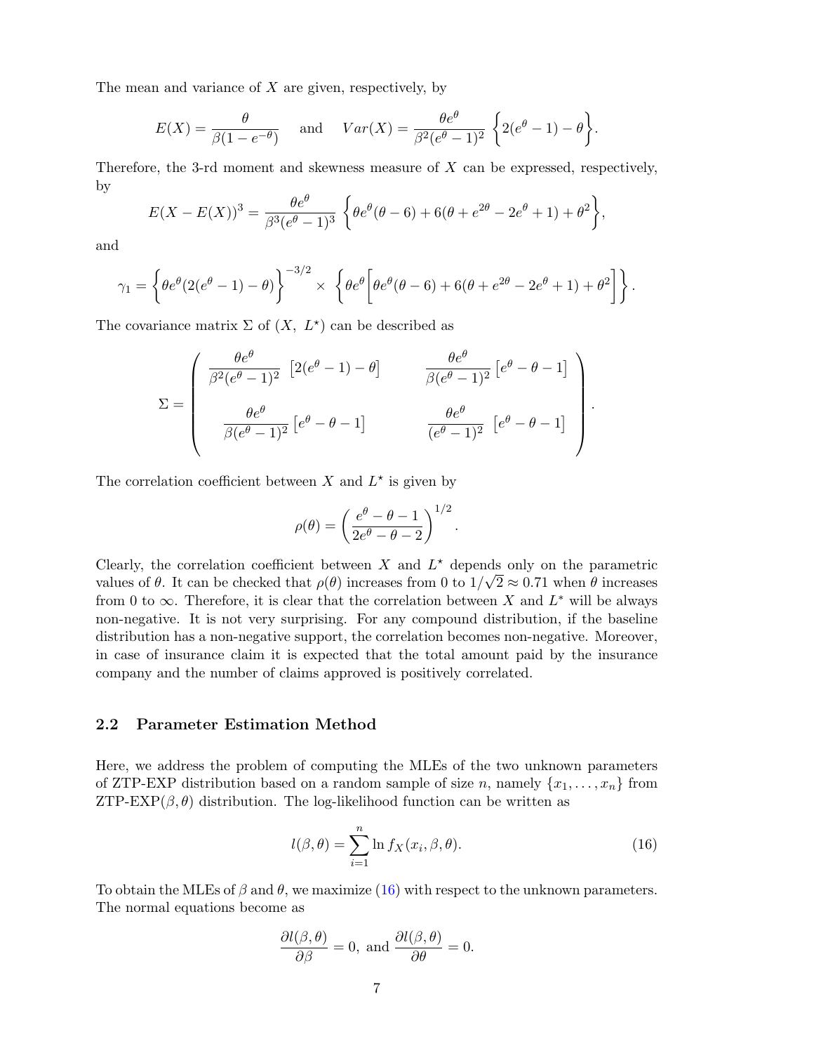The mean and variance of $X$ are given, respectively, by

$$E(X) = \frac{\theta}{\beta(1 - e^{-\theta})} \quad \text{and} \quad Var(X) = \frac{\theta e^{\theta}}{\beta^2 (e^{\theta} - 1)^2} \left\{ 2(e^{\theta} - 1) - \theta \right\}.$$

Therefore, the 3-rd moment and skewness measure of $X$ can be expressed, respectively, by

$$E(X - E(X))^3 = \frac{\theta e^{\theta}}{\beta^3 (e^{\theta} - 1)^3} \left\{ \theta e^{\theta}(\theta - 6) + 6(\theta + e^{2\theta} - 2e^{\theta} + 1) + \theta^2 \right\},$$

and

$$\gamma_1 = \left\{ \theta e^{\theta}(2(e^{\theta} - 1) - \theta) \right\}^{-3/2} \times \left\{ \theta e^{\theta} \left[ \theta e^{\theta}(\theta - 6) + 6(\theta + e^{2\theta} - 2e^{\theta} + 1) + \theta^2 \right] \right\}.$$

The covariance matrix $\Sigma$ of $(X, \ L^{\star})$ can be described as

$$\Sigma = \begin{pmatrix} \dfrac{\theta e^{\theta}}{\beta^2 (e^{\theta} - 1)^2} \left[ 2(e^{\theta} - 1) - \theta \right] & \dfrac{\theta e^{\theta}}{\beta (e^{\theta} - 1)^2} \left[ e^{\theta} - \theta - 1 \right] \\ \\ \dfrac{\theta e^{\theta}}{\beta (e^{\theta} - 1)^2} \left[ e^{\theta} - \theta - 1 \right] & \dfrac{\theta e^{\theta}}{(e^{\theta} - 1)^2} \left[ e^{\theta} - \theta - 1 \right] \end{pmatrix}.$$

The correlation coefficient between $X$ and $L^{\star}$ is given by

$$\rho(\theta) = \left( \frac{e^{\theta} - \theta - 1}{2e^{\theta} - \theta - 2} \right)^{1/2}.$$

Clearly, the correlation coefficient between $X$ and $L^{\star}$ depends only on the parametric values of $\theta$. It can be checked that $\rho(\theta)$ increases from 0 to $1/\sqrt{2} \approx 0.71$ when $\theta$ increases from 0 to $\infty$. Therefore, it is clear that the correlation between $X$ and $L^{*}$ will be always non-negative. It is not very surprising. For any compound distribution, if the baseline distribution has a non-negative support, the correlation becomes non-negative. Moreover, in case of insurance claim it is expected that the total amount paid by the insurance company and the number of claims approved is positively correlated.

## 2.2 Parameter Estimation Method

Here, we address the problem of computing the MLEs of the two unknown parameters of ZTP-EXP distribution based on a random sample of size $n$, namely $\{x_1, \ldots, x_n\}$ from ZTP-EXP$(\beta, \theta)$ distribution. The log-likelihood function can be written as

$$l(\beta, \theta) = \sum_{i=1}^{n} \ln f_X(x_i, \beta, \theta). \tag{16}$$

To obtain the MLEs of $\beta$ and $\theta$, we maximize (16) with respect to the unknown parameters. The normal equations become as

$$\frac{\partial l(\beta, \theta)}{\partial \beta} = 0, \text{ and } \frac{\partial l(\beta, \theta)}{\partial \theta} = 0.$$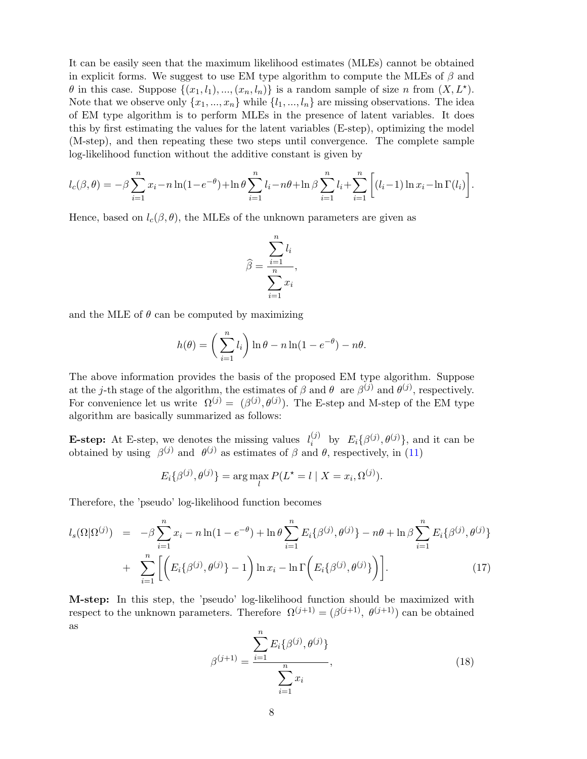It can be easily seen that the maximum likelihood estimates (MLEs) cannot be obtained in explicit forms. We suggest to use EM type algorithm to compute the MLEs of $\beta$ and $\theta$ in this case. Suppose $\{(x_1, l_1), ..., (x_n, l_n)\}$ is a random sample of size $n$ from $(X, L^\star)$. Note that we observe only $\{x_1, ..., x_n\}$ while $\{l_1, ..., l_n\}$ are missing observations. The idea of EM type algorithm is to perform MLEs in the presence of latent variables. It does this by first estimating the values for the latent variables (E-step), optimizing the model (M-step), and then repeating these two steps until convergence. The complete sample log-likelihood function without the additive constant is given by

$$l_c(\beta, \theta) = -\beta \sum_{i=1}^{n} x_i - n \ln(1 - e^{-\theta}) + \ln \theta \sum_{i=1}^{n} l_i - n\theta + \ln \beta \sum_{i=1}^{n} l_i + \sum_{i=1}^{n} \Big[ (l_i - 1) \ln x_i - \ln \Gamma(l_i) \Big].$$

Hence, based on $l_c(\beta, \theta)$, the MLEs of the unknown parameters are given as

$$\widehat{\beta} = \frac{\sum_{i=1}^{n} l_i}{\sum_{i=1}^{n} x_i},$$

and the MLE of $\theta$ can be computed by maximizing

$$h(\theta) = \left( \sum_{i=1}^{n} l_i \right) \ln \theta - n \ln(1 - e^{-\theta}) - n\theta.$$

The above information provides the basis of the proposed EM type algorithm. Suppose at the $j$-th stage of the algorithm, the estimates of $\beta$ and $\theta$ are $\beta^{(j)}$ and $\theta^{(j)}$, respectively. For convenience let us write $\Omega^{(j)} = (\beta^{(j)}, \theta^{(j)})$. The E-step and M-step of the EM type algorithm are basically summarized as follows:

**E-step:** At E-step, we denotes the missing values $l_i^{(j)}$ by $E_i\{\beta^{(j)}, \theta^{(j)}\}$, and it can be obtained by using $\beta^{(j)}$ and $\theta^{(j)}$ as estimates of $\beta$ and $\theta$, respectively, in (11)

$$E_i\{\beta^{(j)}, \theta^{(j)}\} = \arg\max_{l} P(L^\star = l \mid X = x_i, \Omega^{(j)}).$$

Therefore, the 'pseudo' log-likelihood function becomes

$$\begin{aligned} l_s(\Omega|\Omega^{(j)}) &= -\beta \sum_{i=1}^{n} x_i - n \ln(1 - e^{-\theta}) + \ln \theta \sum_{i=1}^{n} E_i\{\beta^{(j)}, \theta^{(j)}\} - n\theta + \ln \beta \sum_{i=1}^{n} E_i\{\beta^{(j)}, \theta^{(j)}\} \\ &+ \sum_{i=1}^{n} \Bigg[ \Big( E_i\{\beta^{(j)}, \theta^{(j)}\} - 1 \Big) \ln x_i - \ln \Gamma\Big( E_i\{\beta^{(j)}, \theta^{(j)}\} \Big) \Bigg]. \end{aligned} \tag{17}$$

**M-step:** In this step, the 'pseudo' log-likelihood function should be maximized with respect to the unknown parameters. Therefore $\Omega^{(j+1)} = (\beta^{(j+1)}, \ \theta^{(j+1)})$ can be obtained as

$$\beta^{(j+1)} = \frac{\sum_{i=1}^{n} E_i\{\beta^{(j)}, \theta^{(j)}\}}{\sum_{i=1}^{n} x_i}, \tag{18}$$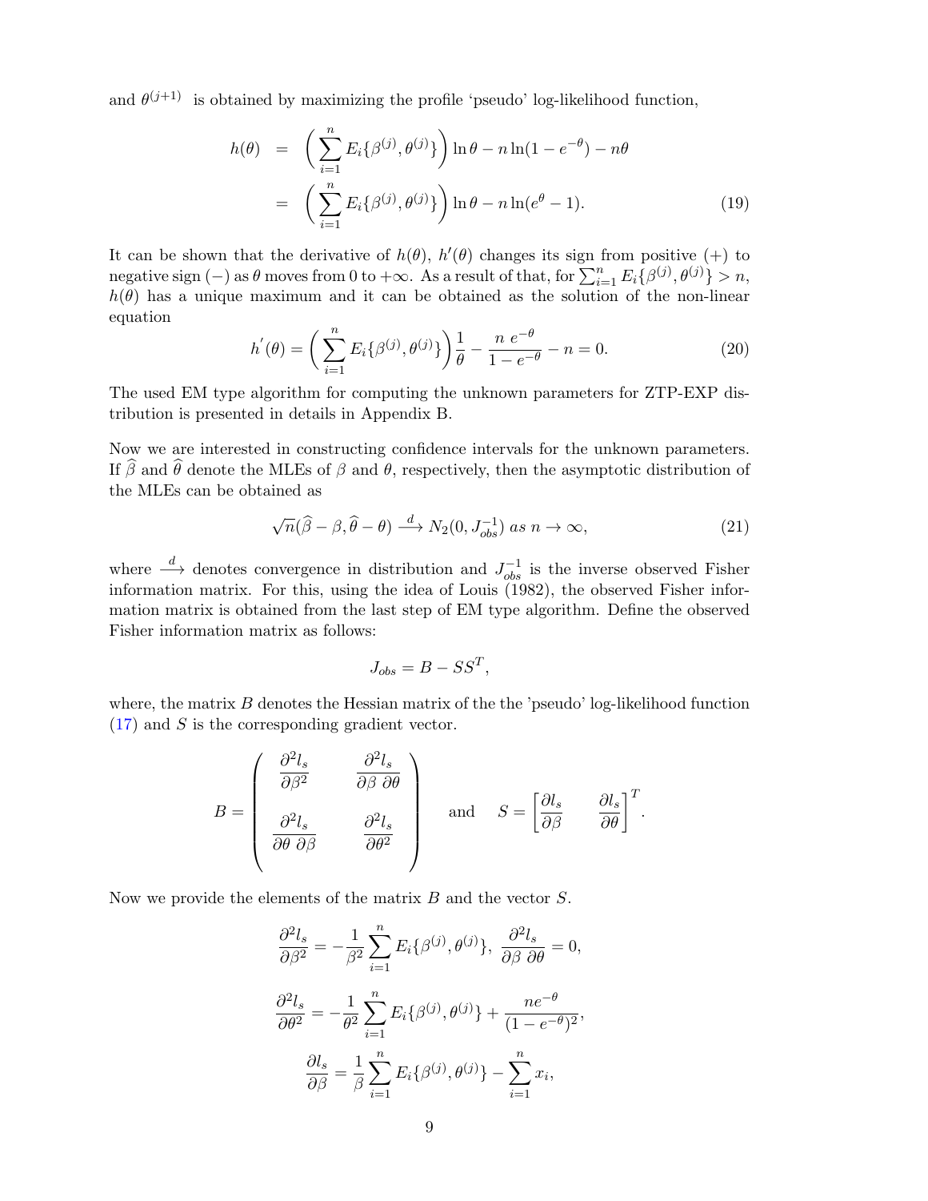and $\theta^{(j+1)}$ is obtained by maximizing the profile 'pseudo' log-likelihood function,

$$
\begin{aligned}
h(\theta) &= \left( \sum_{i=1}^{n} E_i\{\beta^{(j)}, \theta^{(j)}\} \right) \ln \theta - n \ln(1 - e^{-\theta}) - n\theta \\
&= \left( \sum_{i=1}^{n} E_i\{\beta^{(j)}, \theta^{(j)}\} \right) \ln \theta - n \ln(e^{\theta} - 1). \qquad (19)
\end{aligned}
$$

It can be shown that the derivative of $h(\theta)$, $h'(\theta)$ changes its sign from positive (+) to negative sign (−) as $\theta$ moves from 0 to $+\infty$. As a result of that, for $\sum_{i=1}^{n} E_i\{\beta^{(j)}, \theta^{(j)}\} > n$, $h(\theta)$ has a unique maximum and it can be obtained as the solution of the non-linear equation

$$
h^{'}(\theta) = \left( \sum_{i=1}^{n} E_i\{\beta^{(j)}, \theta^{(j)}\} \right) \frac{1}{\theta} - \frac{n\ e^{-\theta}}{1 - e^{-\theta}} - n = 0. \qquad (20)
$$

The used EM type algorithm for computing the unknown parameters for ZTP-EXP distribution is presented in details in Appendix B.

Now we are interested in constructing confidence intervals for the unknown parameters. If $\widehat{\beta}$ and $\widehat{\theta}$ denote the MLEs of $\beta$ and $\theta$, respectively, then the asymptotic distribution of the MLEs can be obtained as

$$
\sqrt{n}(\widehat{\beta} - \beta, \widehat{\theta} - \theta) \xrightarrow{d} N_2(0, J_{obs}^{-1})\ as\ n \to \infty, \qquad (21)
$$

where $\xrightarrow{d}$ denotes convergence in distribution and $J_{obs}^{-1}$ is the inverse observed Fisher information matrix. For this, using the idea of Louis (1982), the observed Fisher information matrix is obtained from the last step of EM type algorithm. Define the observed Fisher information matrix as follows:

$$
J_{obs} = B - SS^T,
$$

where, the matrix $B$ denotes the Hessian matrix of the the 'pseudo' log-likelihood function (17) and $S$ is the corresponding gradient vector.

$$
B = \begin{pmatrix} \dfrac{\partial^2 l_s}{\partial \beta^2} & \dfrac{\partial^2 l_s}{\partial \beta\ \partial \theta} \\[2ex] \dfrac{\partial^2 l_s}{\partial \theta\ \partial \beta} & \dfrac{\partial^2 l_s}{\partial \theta^2} \end{pmatrix} \quad \text{and} \quad S = \left[ \frac{\partial l_s}{\partial \beta} \quad \frac{\partial l_s}{\partial \theta} \right]^T.
$$

Now we provide the elements of the matrix $B$ and the vector $S$.

$$
\frac{\partial^2 l_s}{\partial \beta^2} = -\frac{1}{\beta^2} \sum_{i=1}^{n} E_i\{\beta^{(j)}, \theta^{(j)}\},\ \frac{\partial^2 l_s}{\partial \beta\ \partial \theta} = 0,
$$

$$
\frac{\partial^2 l_s}{\partial \theta^2} = -\frac{1}{\theta^2} \sum_{i=1}^{n} E_i\{\beta^{(j)}, \theta^{(j)}\} + \frac{n e^{-\theta}}{(1 - e^{-\theta})^2},
$$

$$
\frac{\partial l_s}{\partial \beta} = \frac{1}{\beta} \sum_{i=1}^{n} E_i\{\beta^{(j)}, \theta^{(j)}\} - \sum_{i=1}^{n} x_i,
$$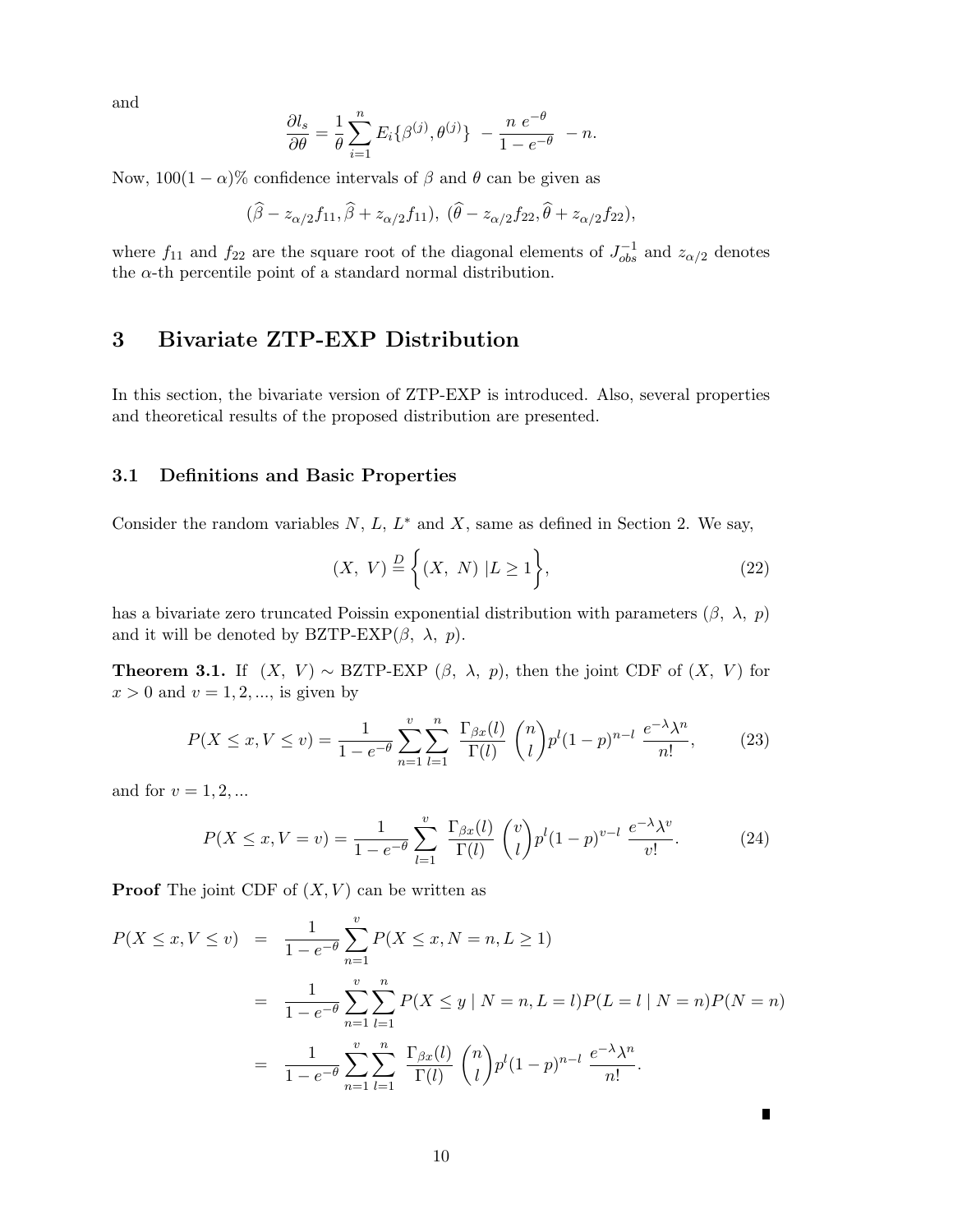and

$$\frac{\partial l_s}{\partial \theta} = \frac{1}{\theta} \sum_{i=1}^{n} E_i\{\beta^{(j)}, \theta^{(j)}\} \ - \frac{n \ e^{-\theta}}{1 - e^{-\theta}} \ - n.$$

Now, $100(1-\alpha)\%$ confidence intervals of $\beta$ and $\theta$ can be given as

$$(\widehat{\beta} - z_{\alpha/2} f_{11}, \widehat{\beta} + z_{\alpha/2} f_{11}), \ (\widehat{\theta} - z_{\alpha/2} f_{22}, \widehat{\theta} + z_{\alpha/2} f_{22}),$$

where $f_{11}$ and $f_{22}$ are the square root of the diagonal elements of $J_{obs}^{-1}$ and $z_{\alpha/2}$ denotes the $\alpha$-th percentile point of a standard normal distribution.

# 3 Bivariate ZTP-EXP Distribution

In this section, the bivariate version of ZTP-EXP is introduced. Also, several properties and theoretical results of the proposed distribution are presented.

## 3.1 Definitions and Basic Properties

Consider the random variables $N$, $L$, $L^*$ and $X$, same as defined in Section 2. We say,

$$(X, \ V) \stackrel{D}{=} \Big\{(X, \ N) \ | L \geq 1\Big\}, \tag{22}$$

has a bivariate zero truncated Poissin exponential distribution with parameters $(\beta, \ \lambda, \ p)$ and it will be denoted by BZTP-EXP$(\beta, \ \lambda, \ p)$.

**Theorem 3.1.** If $(X, \ V) \sim$ BZTP-EXP $(\beta, \ \lambda, \ p)$, then the joint CDF of $(X, \ V)$ for $x > 0$ and $v = 1, 2, ...$, is given by

$$P(X \leq x, V \leq v) = \frac{1}{1 - e^{-\theta}} \sum_{n=1}^{v} \sum_{l=1}^{n} \ \frac{\Gamma_{\beta x}(l)}{\Gamma(l)} \ \binom{n}{l} p^l (1-p)^{n-l} \ \frac{e^{-\lambda} \lambda^n}{n!}, \tag{23}$$

and for $v = 1, 2, ...$

$$P(X \leq x, V = v) = \frac{1}{1 - e^{-\theta}} \sum_{l=1}^{v} \ \frac{\Gamma_{\beta x}(l)}{\Gamma(l)} \ \binom{v}{l} p^l (1-p)^{v-l} \ \frac{e^{-\lambda} \lambda^v}{v!}. \tag{24}$$

**Proof** The joint CDF of $(X, V)$ can be written as

$$\begin{aligned}
P(X \leq x, V \leq v) &= \frac{1}{1 - e^{-\theta}} \sum_{n=1}^{v} P(X \leq x, N = n, L \geq 1) \\
&= \frac{1}{1 - e^{-\theta}} \sum_{n=1}^{v} \sum_{l=1}^{n} P(X \leq y \mid N = n, L = l) P(L = l \mid N = n) P(N = n) \\
&= \frac{1}{1 - e^{-\theta}} \sum_{n=1}^{v} \sum_{l=1}^{n} \ \frac{\Gamma_{\beta x}(l)}{\Gamma(l)} \ \binom{n}{l} p^l (1-p)^{n-l} \ \frac{e^{-\lambda} \lambda^n}{n!}.
\end{aligned}$$

∎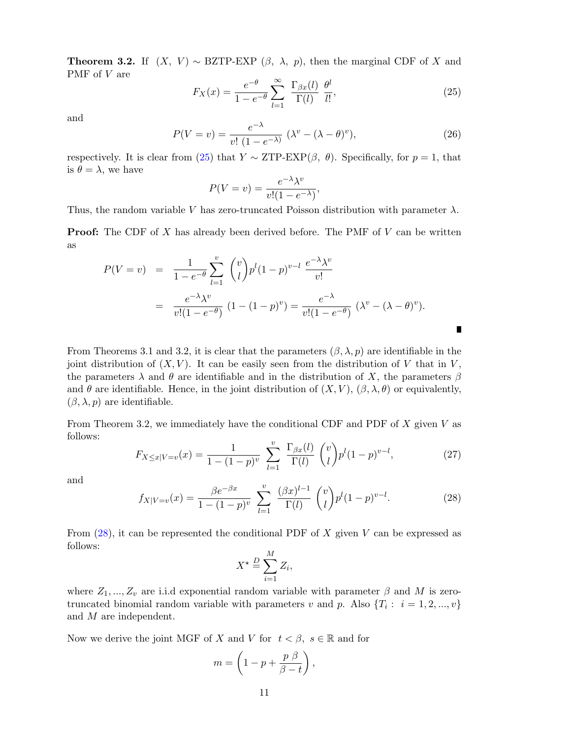**Theorem 3.2.** If $(X,\ V) \sim$ BZTP-EXP $(\beta,\ \lambda,\ p)$, then the marginal CDF of $X$ and PMF of $V$ are

$$F_X(x) = \frac{e^{-\theta}}{1-e^{-\theta}} \sum_{l=1}^{\infty} \frac{\Gamma_{\beta x}(l)}{\Gamma(l)} \frac{\theta^l}{l!}, \tag{25}$$

and

$$P(V=v) = \frac{e^{-\lambda}}{v!\ (1-e^{-\lambda})}\ (\lambda^v - (\lambda-\theta)^v), \tag{26}$$

respectively. It is clear from (25) that $Y \sim$ ZTP-EXP$(\beta,\ \theta)$. Specifically, for $p = 1$, that is $\theta = \lambda$, we have

$$P(V=v) = \frac{e^{-\lambda}\lambda^v}{v!(1-e^{-\lambda})},$$

Thus, the random variable $V$ has zero-truncated Poisson distribution with parameter $\lambda$.

**Proof:** The CDF of $X$ has already been derived before. The PMF of $V$ can be written as

$$\begin{aligned}
P(V=v) &= \frac{1}{1-e^{-\theta}} \sum_{l=1}^{v} \binom{v}{l} p^l (1-p)^{v-l}\ \frac{e^{-\lambda}\lambda^v}{v!} \\
&= \frac{e^{-\lambda}\lambda^v}{v!(1-e^{-\theta})}\ (1-(1-p)^v) = \frac{e^{-\lambda}}{v!(1-e^{-\theta})}\ (\lambda^v - (\lambda-\theta)^v).
\end{aligned}$$

∎

From Theorems 3.1 and 3.2, it is clear that the parameters $(\beta, \lambda, p)$ are identifiable in the joint distribution of $(X, V)$. It can be easily seen from the distribution of $V$ that in $V$, the parameters $\lambda$ and $\theta$ are identifiable and in the distribution of $X$, the parameters $\beta$ and $\theta$ are identifiable. Hence, in the joint distribution of $(X, V)$, $(\beta, \lambda, \theta)$ or equivalently, $(\beta, \lambda, p)$ are identifiable.

From Theorem 3.2, we immediately have the conditional CDF and PDF of $X$ given $V$ as follows:

$$F_{X \le x|V=v}(x) = \frac{1}{1-(1-p)^v} \sum_{l=1}^{v} \frac{\Gamma_{\beta x}(l)}{\Gamma(l)} \binom{v}{l} p^l (1-p)^{v-l}, \tag{27}$$

and

$$f_{X|V=v}(x) = \frac{\beta e^{-\beta x}}{1-(1-p)^v} \sum_{l=1}^{v} \frac{(\beta x)^{l-1}}{\Gamma(l)} \binom{v}{l} p^l (1-p)^{v-l}. \tag{28}$$

From (28), it can be represented the conditional PDF of $X$ given $V$ can be expressed as follows:

$$X^\star \stackrel{D}{=} \sum_{i=1}^{M} Z_i,$$

where $Z_1, ..., Z_v$ are i.i.d exponential random variable with parameter $\beta$ and $M$ is zero-truncated binomial random variable with parameters $v$ and $p$. Also $\{T_i:\ i = 1, 2, ..., v\}$ and $M$ are independent.

Now we derive the joint MGF of $X$ and $V$ for $t < \beta,\ s \in \mathbb{R}$ and for

$$m = \left(1 - p + \frac{p\ \beta}{\beta - t}\right),$$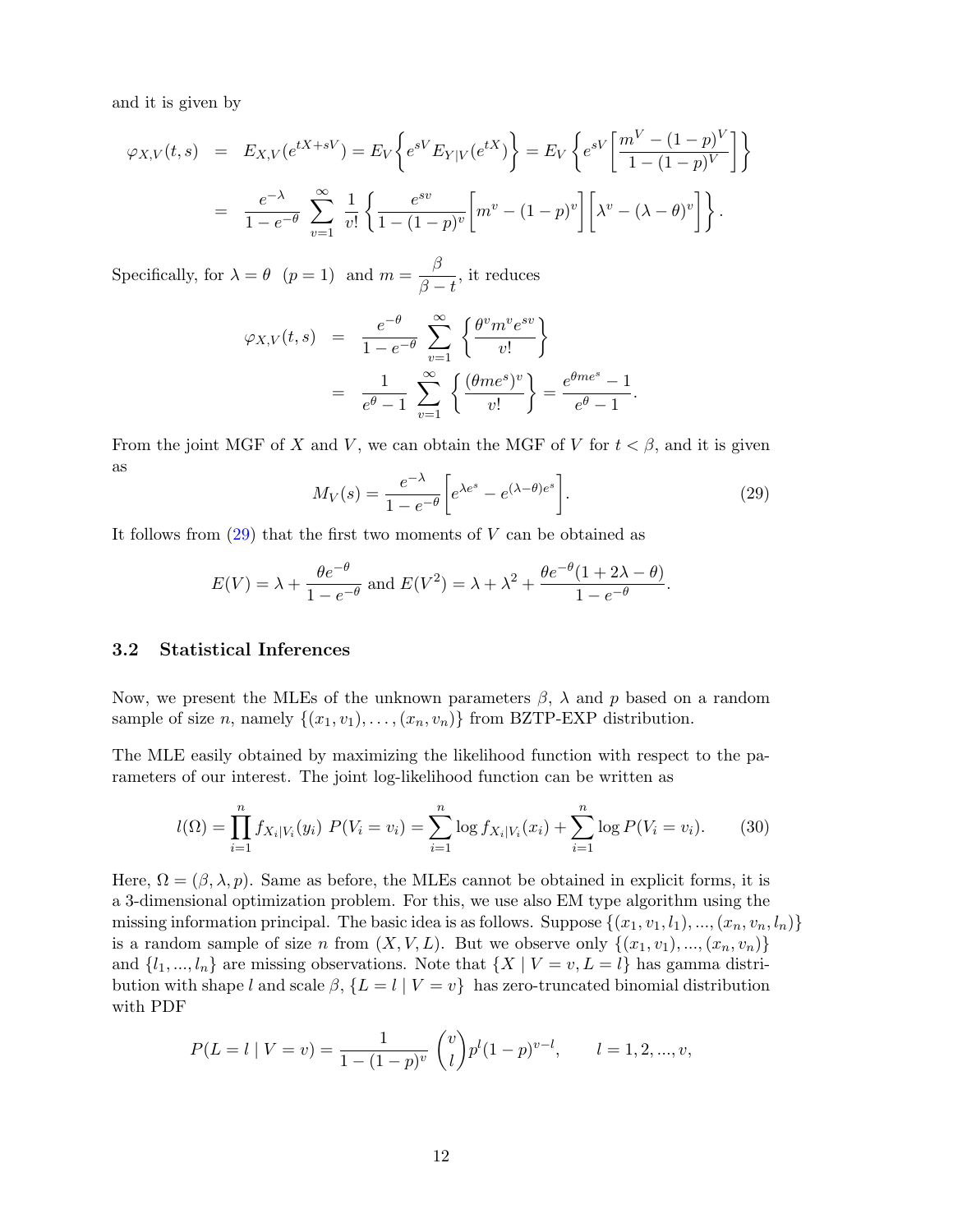and it is given by

$$
\begin{aligned}
\varphi_{X,V}(t,s) &= E_{X,V}(e^{tX+sV}) = E_V\left\{e^{sV}E_{Y|V}(e^{tX})\right\} = E_V\left\{e^{sV}\left[\frac{m^V-(1-p)^V}{1-(1-p)^V}\right]\right\} \\
&= \frac{e^{-\lambda}}{1-e^{-\theta}}\sum_{v=1}^{\infty}\frac{1}{v!}\left\{\frac{e^{sv}}{1-(1-p)^v}\left[m^v-(1-p)^v\right]\left[\lambda^v-(\lambda-\theta)^v\right]\right\}.
\end{aligned}
$$

Specifically, for $\lambda = \theta \ \ (p=1)$ and $m = \dfrac{\beta}{\beta - t}$, it reduces

$$
\begin{aligned}
\varphi_{X,V}(t,s) &= \frac{e^{-\theta}}{1-e^{-\theta}}\sum_{v=1}^{\infty}\left\{\frac{\theta^v m^v e^{sv}}{v!}\right\} \\
&= \frac{1}{e^{\theta}-1}\sum_{v=1}^{\infty}\left\{\frac{(\theta m e^s)^v}{v!}\right\} = \frac{e^{\theta m e^s}-1}{e^{\theta}-1}.
\end{aligned}
$$

From the joint MGF of $X$ and $V$, we can obtain the MGF of $V$ for $t<\beta$, and it is given as

$$
M_V(s) = \frac{e^{-\lambda}}{1-e^{-\theta}}\left[e^{\lambda e^s}-e^{(\lambda-\theta)e^s}\right]. \tag{29}
$$

It follows from (29) that the first two moments of $V$ can be obtained as

$$
E(V) = \lambda + \frac{\theta e^{-\theta}}{1-e^{-\theta}} \text{ and } E(V^2) = \lambda + \lambda^2 + \frac{\theta e^{-\theta}(1+2\lambda-\theta)}{1-e^{-\theta}}.
$$

### 3.2 Statistical Inferences

Now, we present the MLEs of the unknown parameters $\beta$, $\lambda$ and $p$ based on a random sample of size $n$, namely $\{(x_1,v_1),\ldots,(x_n,v_n)\}$ from BZTP-EXP distribution.

The MLE easily obtained by maximizing the likelihood function with respect to the parameters of our interest. The joint log-likelihood function can be written as

$$
l(\Omega) = \prod_{i=1}^{n} f_{X_i|V_i}(y_i)\ P(V_i=v_i) = \sum_{i=1}^{n}\log f_{X_i|V_i}(x_i) + \sum_{i=1}^{n}\log P(V_i=v_i). \tag{30}
$$

Here, $\Omega = (\beta,\lambda,p)$. Same as before, the MLEs cannot be obtained in explicit forms, it is a 3-dimensional optimization problem. For this, we use also EM type algorithm using the missing information principal. The basic idea is as follows. Suppose $\{(x_1,v_1,l_1),...,(x_n,v_n,l_n)\}$ is a random sample of size $n$ from $(X,V,L)$. But we observe only $\{(x_1,v_1),...,(x_n,v_n)\}$ and $\{l_1,...,l_n\}$ are missing observations. Note that $\{X \mid V=v, L=l\}$ has gamma distribution with shape $l$ and scale $\beta$, $\{L=l \mid V=v\}$ has zero-truncated binomial distribution with PDF

$$
P(L=l \mid V=v) = \frac{1}{1-(1-p)^v}\binom{v}{l}p^l(1-p)^{v-l}, \qquad l=1,2,...,v,
$$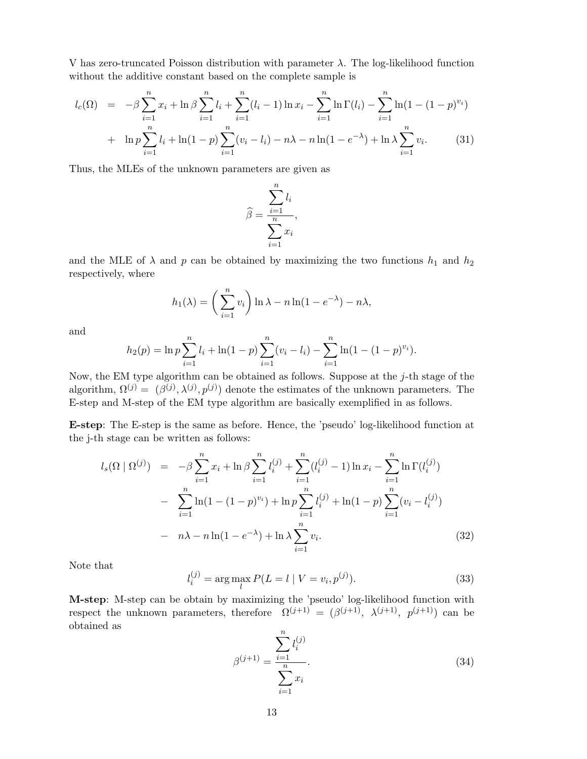V has zero-truncated Poisson distribution with parameter $\lambda$. The log-likelihood function without the additive constant based on the complete sample is

$$
\begin{aligned}
l_c(\Omega) &= -\beta\sum_{i=1}^{n}x_i + \ln\beta\sum_{i=1}^{n}l_i + \sum_{i=1}^{n}(l_i-1)\ln x_i - \sum_{i=1}^{n}\ln\Gamma(l_i) - \sum_{i=1}^{n}\ln(1-(1-p)^{v_i}) \\
&+ \ln p\sum_{i=1}^{n}l_i + \ln(1-p)\sum_{i=1}^{n}(v_i-l_i) - n\lambda - n\ln(1-e^{-\lambda}) + \ln\lambda\sum_{i=1}^{n}v_i. \qquad (31)
\end{aligned}
$$

Thus, the MLEs of the unknown parameters are given as

$$
\widehat{\beta} = \frac{\sum_{i=1}^{n} l_i}{\sum_{i=1}^{n} x_i},
$$

and the MLE of $\lambda$ and $p$ can be obtained by maximizing the two functions $h_1$ and $h_2$ respectively, where

$$
h_1(\lambda) = \left(\sum_{i=1}^{n}v_i\right)\ln\lambda - n\ln(1-e^{-\lambda}) - n\lambda,
$$

and

$$
h_2(p) = \ln p\sum_{i=1}^{n}l_i + \ln(1-p)\sum_{i=1}^{n}(v_i-l_i) - \sum_{i=1}^{n}\ln(1-(1-p)^{v_i}).
$$

Now, the EM type algorithm can be obtained as follows. Suppose at the $j$-th stage of the algorithm, $\Omega^{(j)} = (\beta^{(j)}, \lambda^{(j)}, p^{(j)})$ denote the estimates of the unknown parameters. The E-step and M-step of the EM type algorithm are basically exemplified in as follows.

**E-step**: The E-step is the same as before. Hence, the 'pseudo' log-likelihood function at the j-th stage can be written as follows:

$$
\begin{aligned}
l_s(\Omega \mid \Omega^{(j)}) &= -\beta\sum_{i=1}^{n}x_i + \ln\beta\sum_{i=1}^{n}l_i^{(j)} + \sum_{i=1}^{n}(l_i^{(j)}-1)\ln x_i - \sum_{i=1}^{n}\ln\Gamma(l_i^{(j)}) \\
&- \sum_{i=1}^{n}\ln(1-(1-p)^{v_i}) + \ln p\sum_{i=1}^{n}l_i^{(j)} + \ln(1-p)\sum_{i=1}^{n}(v_i-l_i^{(j)}) \\
&- n\lambda - n\ln(1-e^{-\lambda}) + \ln\lambda\sum_{i=1}^{n}v_i. \qquad (32)
\end{aligned}
$$

Note that

$$
l_i^{(j)} = \arg\max_{l} P(L = l \mid V = v_i, p^{(j)}). \qquad (33)
$$

**M-step**: M-step can be obtain by maximizing the 'pseudo' log-likelihood function with respect the unknown parameters, therefore $\Omega^{(j+1)} = (\beta^{(j+1)},\ \lambda^{(j+1)},\ p^{(j+1)})$ can be obtained as

$$
\beta^{(j+1)} = \frac{\sum_{i=1}^{n} l_i^{(j)}}{\sum_{i=1}^{n} x_i}. \qquad (34)
$$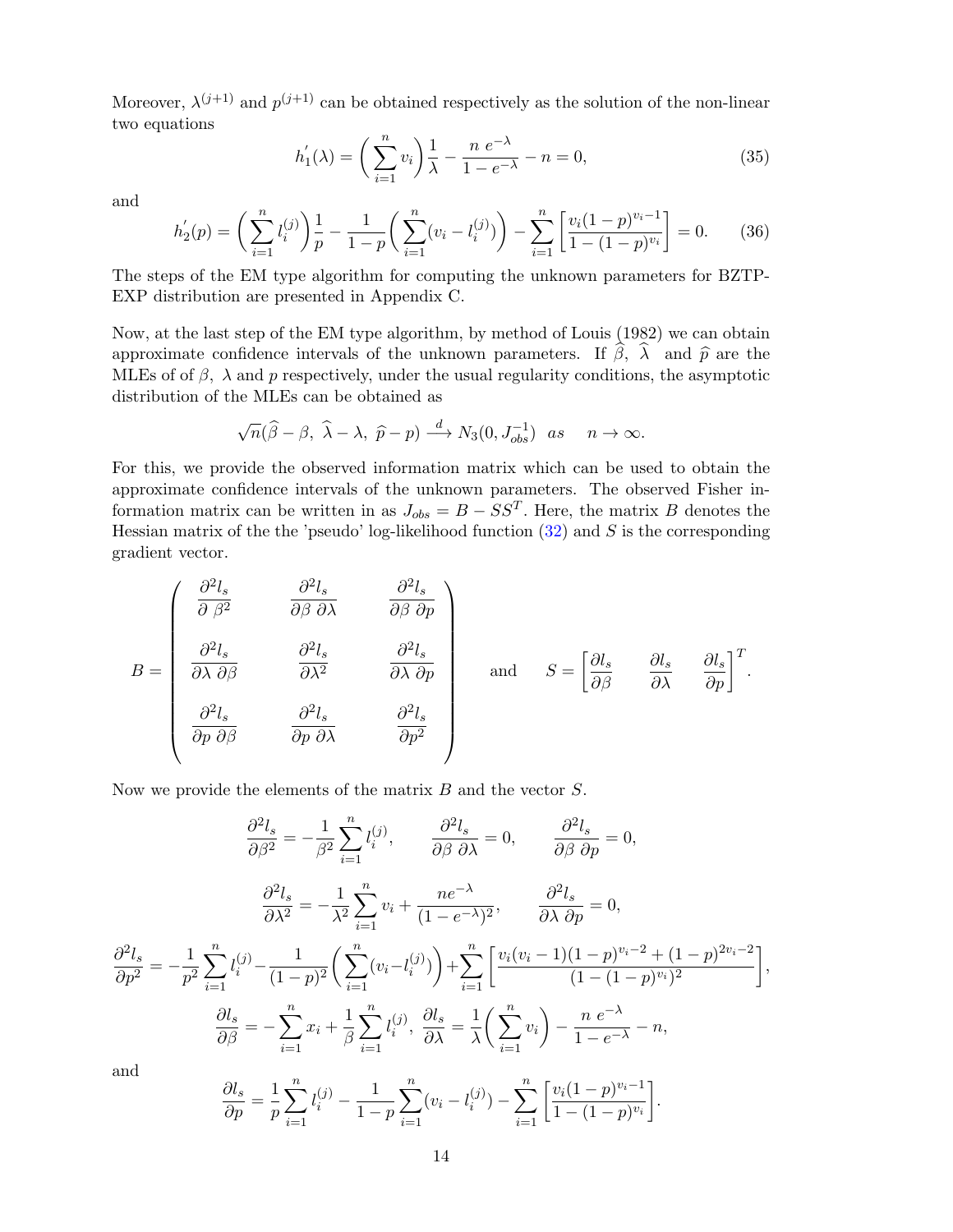Moreover, $\lambda^{(j+1)}$ and $p^{(j+1)}$ can be obtained respectively as the solution of the non-linear two equations

$$h_1^{'}(\lambda) = \left(\sum_{i=1}^{n} v_i\right)\frac{1}{\lambda} - \frac{n\ e^{-\lambda}}{1-e^{-\lambda}} - n = 0, \tag{35}$$

and

$$h_2^{'}(p) = \left(\sum_{i=1}^{n} l_i^{(j)}\right)\frac{1}{p} - \frac{1}{1-p}\left(\sum_{i=1}^{n}(v_i - l_i^{(j)})\right) - \sum_{i=1}^{n}\left[\frac{v_i(1-p)^{v_i-1}}{1-(1-p)^{v_i}}\right] = 0. \tag{36}$$

The steps of the EM type algorithm for computing the unknown parameters for BZTP-EXP distribution are presented in Appendix C.

Now, at the last step of the EM type algorithm, by method of Louis (1982) we can obtain approximate confidence intervals of the unknown parameters. If $\widehat{\beta},\ \widehat{\lambda}$ and $\widehat{p}$ are the MLEs of of $\beta,\ \lambda$ and $p$ respectively, under the usual regularity conditions, the asymptotic distribution of the MLEs can be obtained as

$$\sqrt{n}(\widehat{\beta}-\beta,\ \widehat{\lambda}-\lambda,\ \widehat{p}-p) \xrightarrow{d} N_3(0, J_{obs}^{-1}) \ \ as \quad n \to \infty.$$

For this, we provide the observed information matrix which can be used to obtain the approximate confidence intervals of the unknown parameters. The observed Fisher information matrix can be written in as $J_{obs} = B - SS^T$. Here, the matrix $B$ denotes the Hessian matrix of the the 'pseudo' log-likelihood function (32) and $S$ is the corresponding gradient vector.

$$B = \begin{pmatrix} \dfrac{\partial^2 l_s}{\partial\ \beta^2} & \dfrac{\partial^2 l_s}{\partial\beta\ \partial\lambda} & \dfrac{\partial^2 l_s}{\partial\beta\ \partial p} \\[2ex] \dfrac{\partial^2 l_s}{\partial\lambda\ \partial\beta} & \dfrac{\partial^2 l_s}{\partial\lambda^2} & \dfrac{\partial^2 l_s}{\partial\lambda\ \partial p} \\[2ex] \dfrac{\partial^2 l_s}{\partial p\ \partial\beta} & \dfrac{\partial^2 l_s}{\partial p\ \partial\lambda} & \dfrac{\partial^2 l_s}{\partial p^2} \end{pmatrix} \quad \text{and} \quad S = \left[\frac{\partial l_s}{\partial\beta} \quad \frac{\partial l_s}{\partial\lambda} \quad \frac{\partial l_s}{\partial p}\right]^T.$$

Now we provide the elements of the matrix $B$ and the vector $S$.

$$\frac{\partial^2 l_s}{\partial\beta^2} = -\frac{1}{\beta^2}\sum_{i=1}^{n} l_i^{(j)}, \qquad \frac{\partial^2 l_s}{\partial\beta\ \partial\lambda} = 0, \qquad \frac{\partial^2 l_s}{\partial\beta\ \partial p} = 0,$$

$$\frac{\partial^2 l_s}{\partial\lambda^2} = -\frac{1}{\lambda^2}\sum_{i=1}^{n} v_i + \frac{ne^{-\lambda}}{(1-e^{-\lambda})^2}, \qquad \frac{\partial^2 l_s}{\partial\lambda\ \partial p} = 0,$$

$$\frac{\partial^2 l_s}{\partial p^2} = -\frac{1}{p^2}\sum_{i=1}^{n} l_i^{(j)} - \frac{1}{(1-p)^2}\left(\sum_{i=1}^{n}(v_i - l_i^{(j)})\right) + \sum_{i=1}^{n}\left[\frac{v_i(v_i-1)(1-p)^{v_i-2} + (1-p)^{2v_i-2}}{(1-(1-p)^{v_i})^2}\right],$$

$$\frac{\partial l_s}{\partial\beta} = -\sum_{i=1}^{n} x_i + \frac{1}{\beta}\sum_{i=1}^{n} l_i^{(j)},\ \frac{\partial l_s}{\partial\lambda} = \frac{1}{\lambda}\left(\sum_{i=1}^{n} v_i\right) - \frac{n\ e^{-\lambda}}{1-e^{-\lambda}} - n,$$

and

$$\frac{\partial l_s}{\partial p} = \frac{1}{p}\sum_{i=1}^{n} l_i^{(j)} - \frac{1}{1-p}\sum_{i=1}^{n}(v_i - l_i^{(j)}) - \sum_{i=1}^{n}\left[\frac{v_i(1-p)^{v_i-1}}{1-(1-p)^{v_i}}\right].$$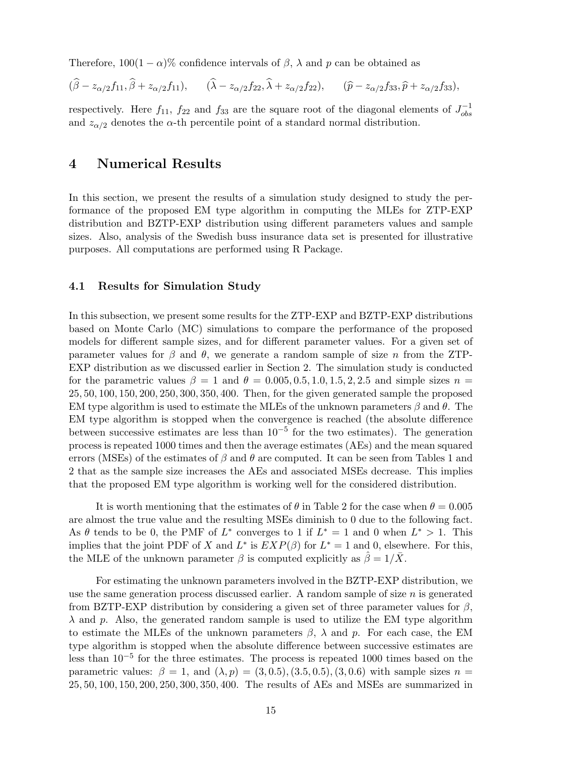Therefore, $100(1-\alpha)\%$ confidence intervals of $\beta$, $\lambda$ and $p$ can be obtained as

$$(\widehat{\beta} - z_{\alpha/2} f_{11}, \widehat{\beta} + z_{\alpha/2} f_{11}), \qquad (\widehat{\lambda} - z_{\alpha/2} f_{22}, \widehat{\lambda} + z_{\alpha/2} f_{22}), \qquad (\widehat{p} - z_{\alpha/2} f_{33}, \widehat{p} + z_{\alpha/2} f_{33}),$$

respectively. Here $f_{11}$, $f_{22}$ and $f_{33}$ are the square root of the diagonal elements of $J_{obs}^{-1}$ and $z_{\alpha/2}$ denotes the $\alpha$-th percentile point of a standard normal distribution.

# 4 Numerical Results

In this section, we present the results of a simulation study designed to study the performance of the proposed EM type algorithm in computing the MLEs for ZTP-EXP distribution and BZTP-EXP distribution using different parameters values and sample sizes. Also, analysis of the Swedish buss insurance data set is presented for illustrative purposes. All computations are performed using R Package.

## 4.1 Results for Simulation Study

In this subsection, we present some results for the ZTP-EXP and BZTP-EXP distributions based on Monte Carlo (MC) simulations to compare the performance of the proposed models for different sample sizes, and for different parameter values. For a given set of parameter values for $\beta$ and $\theta$, we generate a random sample of size $n$ from the ZTP-EXP distribution as we discussed earlier in Section 2. The simulation study is conducted for the parametric values $\beta = 1$ and $\theta = 0.005, 0.5, 1.0, 1.5, 2, 2.5$ and simple sizes $n = 25, 50, 100, 150, 200, 250, 300, 350, 400$. Then, for the given generated sample the proposed EM type algorithm is used to estimate the MLEs of the unknown parameters $\beta$ and $\theta$. The EM type algorithm is stopped when the convergence is reached (the absolute difference between successive estimates are less than $10^{-5}$ for the two estimates). The generation process is repeated 1000 times and then the average estimates (AEs) and the mean squared errors (MSEs) of the estimates of $\beta$ and $\theta$ are computed. It can be seen from Tables 1 and 2 that as the sample size increases the AEs and associated MSEs decrease. This implies that the proposed EM type algorithm is working well for the considered distribution.

It is worth mentioning that the estimates of $\theta$ in Table 2 for the case when $\theta = 0.005$ are almost the true value and the resulting MSEs diminish to 0 due to the following fact. As $\theta$ tends to be 0, the PMF of $L^*$ converges to 1 if $L^* = 1$ and 0 when $L^* > 1$. This implies that the joint PDF of $X$ and $L^*$ is $EXP(\beta)$ for $L^* = 1$ and 0, elsewhere. For this, the MLE of the unknown parameter $\beta$ is computed explicitly as $\hat{\beta} = 1/\bar{X}$.

For estimating the unknown parameters involved in the BZTP-EXP distribution, we use the same generation process discussed earlier. A random sample of size $n$ is generated from BZTP-EXP distribution by considering a given set of three parameter values for $\beta$, $\lambda$ and $p$. Also, the generated random sample is used to utilize the EM type algorithm to estimate the MLEs of the unknown parameters $\beta$, $\lambda$ and $p$. For each case, the EM type algorithm is stopped when the absolute difference between successive estimates are less than $10^{-5}$ for the three estimates. The process is repeated 1000 times based on the parametric values: $\beta = 1$, and $(\lambda, p) = (3, 0.5), (3.5, 0.5), (3, 0.6)$ with sample sizes $n = 25, 50, 100, 150, 200, 250, 300, 350, 400$. The results of AEs and MSEs are summarized in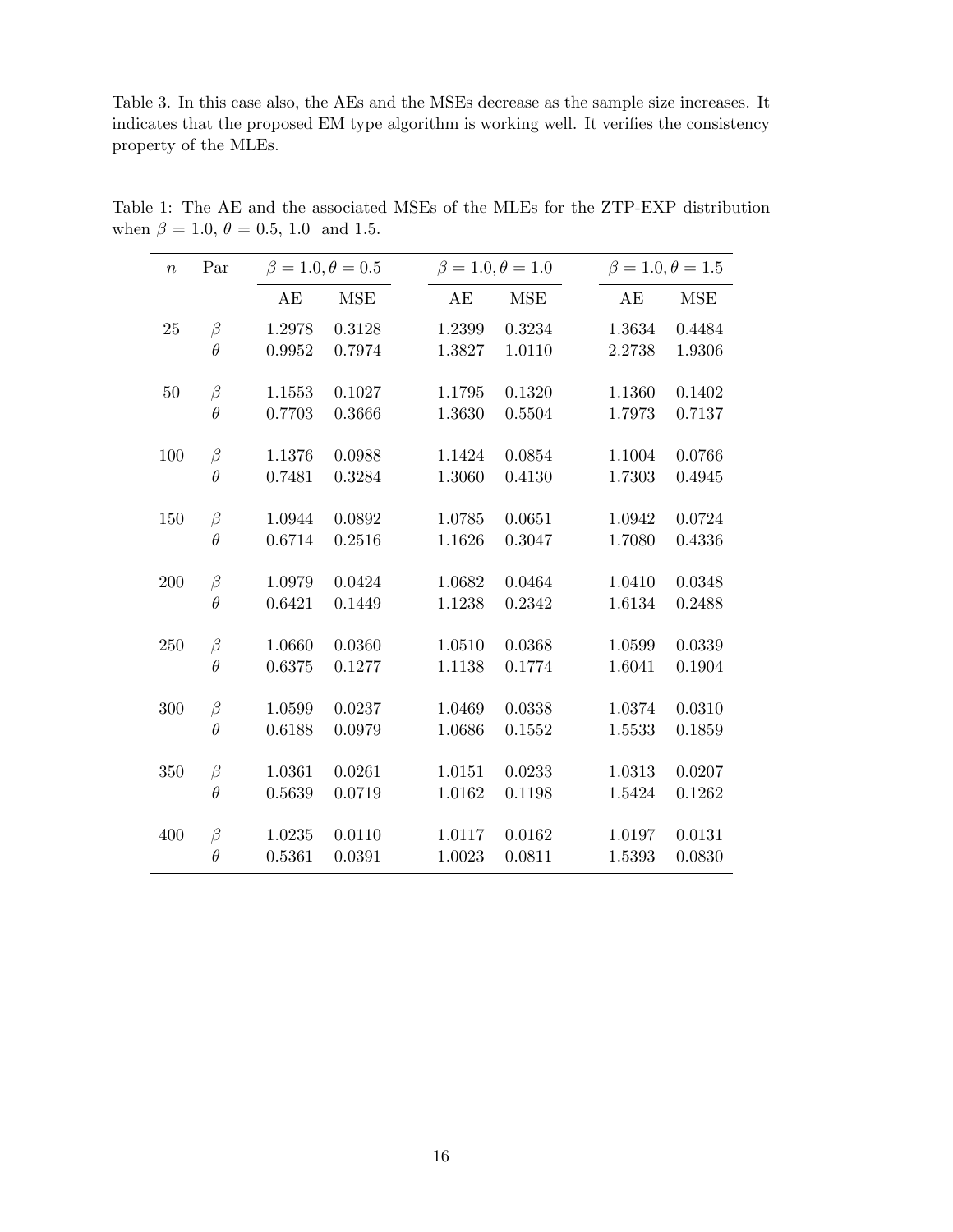Table 3. In this case also, the AEs and the MSEs decrease as the sample size increases. It indicates that the proposed EM type algorithm is working well. It verifies the consistency property of the MLEs.

Table 1: The AE and the associated MSEs of the MLEs for the ZTP-EXP distribution when $\beta = 1.0$, $\theta = 0.5$, 1.0 and 1.5.

| $n$ | Par | $\beta = 1.0, \theta = 0.5$ | | $\beta = 1.0, \theta = 1.0$ | | $\beta = 1.0, \theta = 1.5$ | |
|---|---|---|---|---|---|---|---|
| | | AE | MSE | AE | MSE | AE | MSE |
| 25 | $\beta$ | 1.2978 | 0.3128 | 1.2399 | 0.3234 | 1.3634 | 0.4484 |
| | $\theta$ | 0.9952 | 0.7974 | 1.3827 | 1.0110 | 2.2738 | 1.9306 |
| 50 | $\beta$ | 1.1553 | 0.1027 | 1.1795 | 0.1320 | 1.1360 | 0.1402 |
| | $\theta$ | 0.7703 | 0.3666 | 1.3630 | 0.5504 | 1.7973 | 0.7137 |
| 100 | $\beta$ | 1.1376 | 0.0988 | 1.1424 | 0.0854 | 1.1004 | 0.0766 |
| | $\theta$ | 0.7481 | 0.3284 | 1.3060 | 0.4130 | 1.7303 | 0.4945 |
| 150 | $\beta$ | 1.0944 | 0.0892 | 1.0785 | 0.0651 | 1.0942 | 0.0724 |
| | $\theta$ | 0.6714 | 0.2516 | 1.1626 | 0.3047 | 1.7080 | 0.4336 |
| 200 | $\beta$ | 1.0979 | 0.0424 | 1.0682 | 0.0464 | 1.0410 | 0.0348 |
| | $\theta$ | 0.6421 | 0.1449 | 1.1238 | 0.2342 | 1.6134 | 0.2488 |
| 250 | $\beta$ | 1.0660 | 0.0360 | 1.0510 | 0.0368 | 1.0599 | 0.0339 |
| | $\theta$ | 0.6375 | 0.1277 | 1.1138 | 0.1774 | 1.6041 | 0.1904 |
| 300 | $\beta$ | 1.0599 | 0.0237 | 1.0469 | 0.0338 | 1.0374 | 0.0310 |
| | $\theta$ | 0.6188 | 0.0979 | 1.0686 | 0.1552 | 1.5533 | 0.1859 |
| 350 | $\beta$ | 1.0361 | 0.0261 | 1.0151 | 0.0233 | 1.0313 | 0.0207 |
| | $\theta$ | 0.5639 | 0.0719 | 1.0162 | 0.1198 | 1.5424 | 0.1262 |
| 400 | $\beta$ | 1.0235 | 0.0110 | 1.0117 | 0.0162 | 1.0197 | 0.0131 |
| | $\theta$ | 0.5361 | 0.0391 | 1.0023 | 0.0811 | 1.5393 | 0.0830 |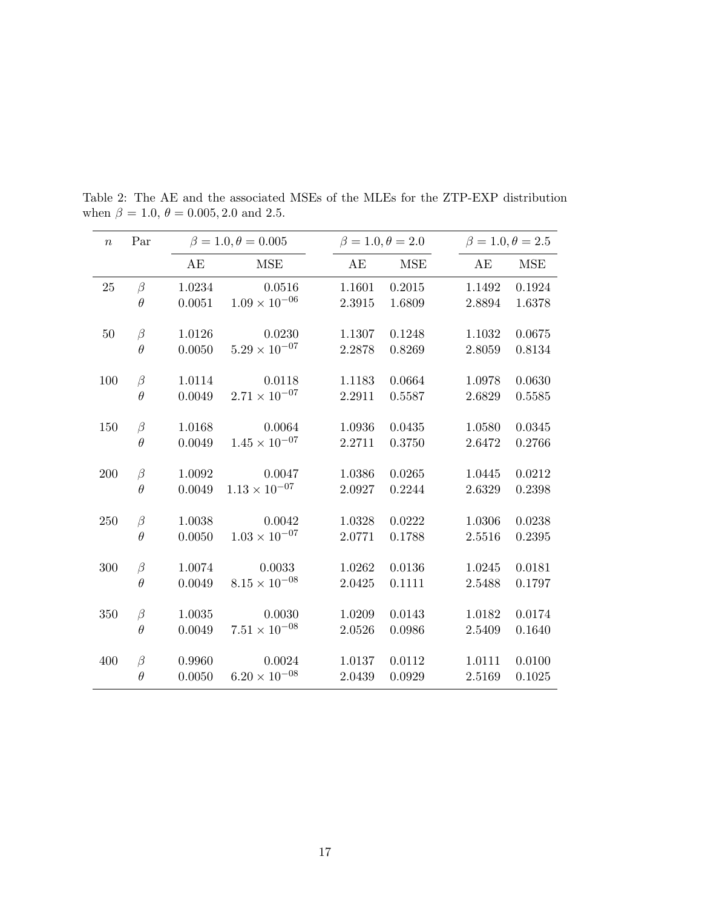Table 2: The AE and the associated MSEs of the MLEs for the ZTP-EXP distribution when $\beta = 1.0$, $\theta = 0.005, 2.0$ and $2.5$.

| $n$ | Par | $\beta = 1.0, \theta = 0.005$ | | $\beta = 1.0, \theta = 2.0$ | | $\beta = 1.0, \theta = 2.5$ | |
|---|---|---|---|---|---|---|---|
| | | AE | MSE | AE | MSE | AE | MSE |
| 25 | $\beta$ | 1.0234 | 0.0516 | 1.1601 | 0.2015 | 1.1492 | 0.1924 |
| | $\theta$ | 0.0051 | $1.09 \times 10^{-06}$ | 2.3915 | 1.6809 | 2.8894 | 1.6378 |
| 50 | $\beta$ | 1.0126 | 0.0230 | 1.1307 | 0.1248 | 1.1032 | 0.0675 |
| | $\theta$ | 0.0050 | $5.29 \times 10^{-07}$ | 2.2878 | 0.8269 | 2.8059 | 0.8134 |
| 100 | $\beta$ | 1.0114 | 0.0118 | 1.1183 | 0.0664 | 1.0978 | 0.0630 |
| | $\theta$ | 0.0049 | $2.71 \times 10^{-07}$ | 2.2911 | 0.5587 | 2.6829 | 0.5585 |
| 150 | $\beta$ | 1.0168 | 0.0064 | 1.0936 | 0.0435 | 1.0580 | 0.0345 |
| | $\theta$ | 0.0049 | $1.45 \times 10^{-07}$ | 2.2711 | 0.3750 | 2.6472 | 0.2766 |
| 200 | $\beta$ | 1.0092 | 0.0047 | 1.0386 | 0.0265 | 1.0445 | 0.0212 |
| | $\theta$ | 0.0049 | $1.13 \times 10^{-07}$ | 2.0927 | 0.2244 | 2.6329 | 0.2398 |
| 250 | $\beta$ | 1.0038 | 0.0042 | 1.0328 | 0.0222 | 1.0306 | 0.0238 |
| | $\theta$ | 0.0050 | $1.03 \times 10^{-07}$ | 2.0771 | 0.1788 | 2.5516 | 0.2395 |
| 300 | $\beta$ | 1.0074 | 0.0033 | 1.0262 | 0.0136 | 1.0245 | 0.0181 |
| | $\theta$ | 0.0049 | $8.15 \times 10^{-08}$ | 2.0425 | 0.1111 | 2.5488 | 0.1797 |
| 350 | $\beta$ | 1.0035 | 0.0030 | 1.0209 | 0.0143 | 1.0182 | 0.0174 |
| | $\theta$ | 0.0049 | $7.51 \times 10^{-08}$ | 2.0526 | 0.0986 | 2.5409 | 0.1640 |
| 400 | $\beta$ | 0.9960 | 0.0024 | 1.0137 | 0.0112 | 1.0111 | 0.0100 |
| | $\theta$ | 0.0050 | $6.20 \times 10^{-08}$ | 2.0439 | 0.0929 | 2.5169 | 0.1025 |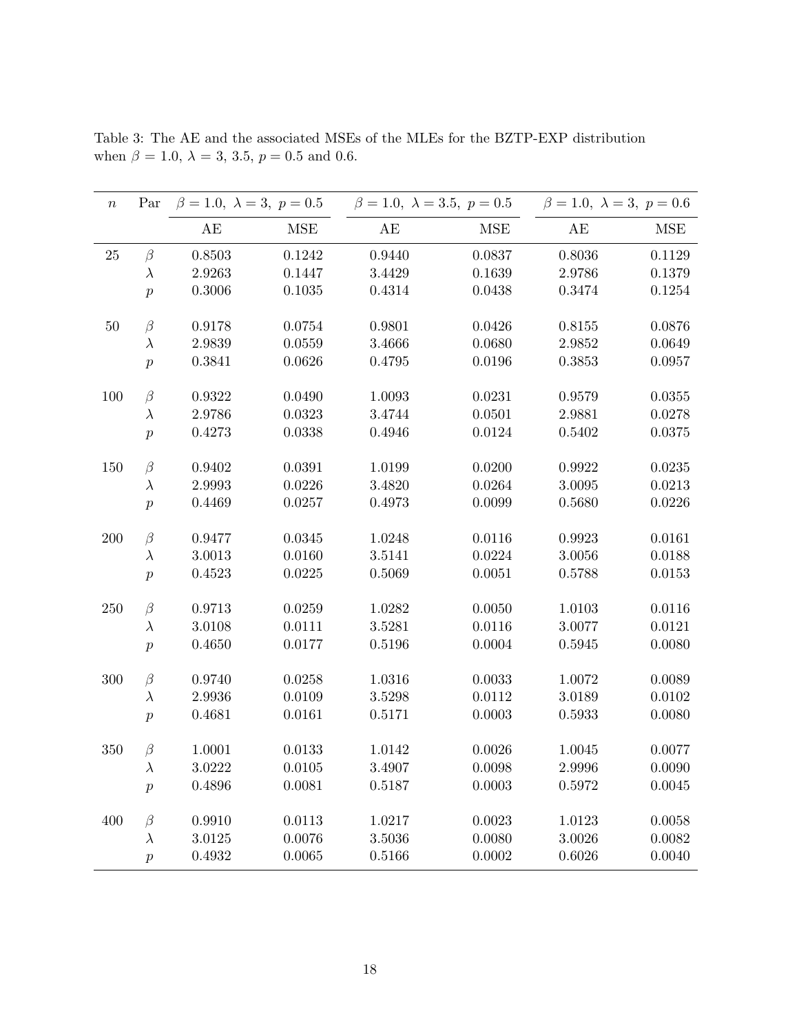Table 3: The AE and the associated MSEs of the MLEs for the BZTP-EXP distribution when $\beta = 1.0$, $\lambda = 3$, $3.5$, $p = 0.5$ and $0.6$.

| $n$ | Par | $\beta = 1.0,\ \lambda = 3,\ p = 0.5$ | | $\beta = 1.0,\ \lambda = 3.5,\ p = 0.5$ | | $\beta = 1.0,\ \lambda = 3,\ p = 0.6$ | |
|---|---|---|---|---|---|---|---|
| | | AE | MSE | AE | MSE | AE | MSE |
| 25 | $\beta$ | 0.8503 | 0.1242 | 0.9440 | 0.0837 | 0.8036 | 0.1129 |
| | $\lambda$ | 2.9263 | 0.1447 | 3.4429 | 0.1639 | 2.9786 | 0.1379 |
| | $p$ | 0.3006 | 0.1035 | 0.4314 | 0.0438 | 0.3474 | 0.1254 |
| 50 | $\beta$ | 0.9178 | 0.0754 | 0.9801 | 0.0426 | 0.8155 | 0.0876 |
| | $\lambda$ | 2.9839 | 0.0559 | 3.4666 | 0.0680 | 2.9852 | 0.0649 |
| | $p$ | 0.3841 | 0.0626 | 0.4795 | 0.0196 | 0.3853 | 0.0957 |
| 100 | $\beta$ | 0.9322 | 0.0490 | 1.0093 | 0.0231 | 0.9579 | 0.0355 |
| | $\lambda$ | 2.9786 | 0.0323 | 3.4744 | 0.0501 | 2.9881 | 0.0278 |
| | $p$ | 0.4273 | 0.0338 | 0.4946 | 0.0124 | 0.5402 | 0.0375 |
| 150 | $\beta$ | 0.9402 | 0.0391 | 1.0199 | 0.0200 | 0.9922 | 0.0235 |
| | $\lambda$ | 2.9993 | 0.0226 | 3.4820 | 0.0264 | 3.0095 | 0.0213 |
| | $p$ | 0.4469 | 0.0257 | 0.4973 | 0.0099 | 0.5680 | 0.0226 |
| 200 | $\beta$ | 0.9477 | 0.0345 | 1.0248 | 0.0116 | 0.9923 | 0.0161 |
| | $\lambda$ | 3.0013 | 0.0160 | 3.5141 | 0.0224 | 3.0056 | 0.0188 |
| | $p$ | 0.4523 | 0.0225 | 0.5069 | 0.0051 | 0.5788 | 0.0153 |
| 250 | $\beta$ | 0.9713 | 0.0259 | 1.0282 | 0.0050 | 1.0103 | 0.0116 |
| | $\lambda$ | 3.0108 | 0.0111 | 3.5281 | 0.0116 | 3.0077 | 0.0121 |
| | $p$ | 0.4650 | 0.0177 | 0.5196 | 0.0004 | 0.5945 | 0.0080 |
| 300 | $\beta$ | 0.9740 | 0.0258 | 1.0316 | 0.0033 | 1.0072 | 0.0089 |
| | $\lambda$ | 2.9936 | 0.0109 | 3.5298 | 0.0112 | 3.0189 | 0.0102 |
| | $p$ | 0.4681 | 0.0161 | 0.5171 | 0.0003 | 0.5933 | 0.0080 |
| 350 | $\beta$ | 1.0001 | 0.0133 | 1.0142 | 0.0026 | 1.0045 | 0.0077 |
| | $\lambda$ | 3.0222 | 0.0105 | 3.4907 | 0.0098 | 2.9996 | 0.0090 |
| | $p$ | 0.4896 | 0.0081 | 0.5187 | 0.0003 | 0.5972 | 0.0045 |
| 400 | $\beta$ | 0.9910 | 0.0113 | 1.0217 | 0.0023 | 1.0123 | 0.0058 |
| | $\lambda$ | 3.0125 | 0.0076 | 3.5036 | 0.0080 | 3.0026 | 0.0082 |
| | $p$ | 0.4932 | 0.0065 | 0.5166 | 0.0002 | 0.6026 | 0.0040 |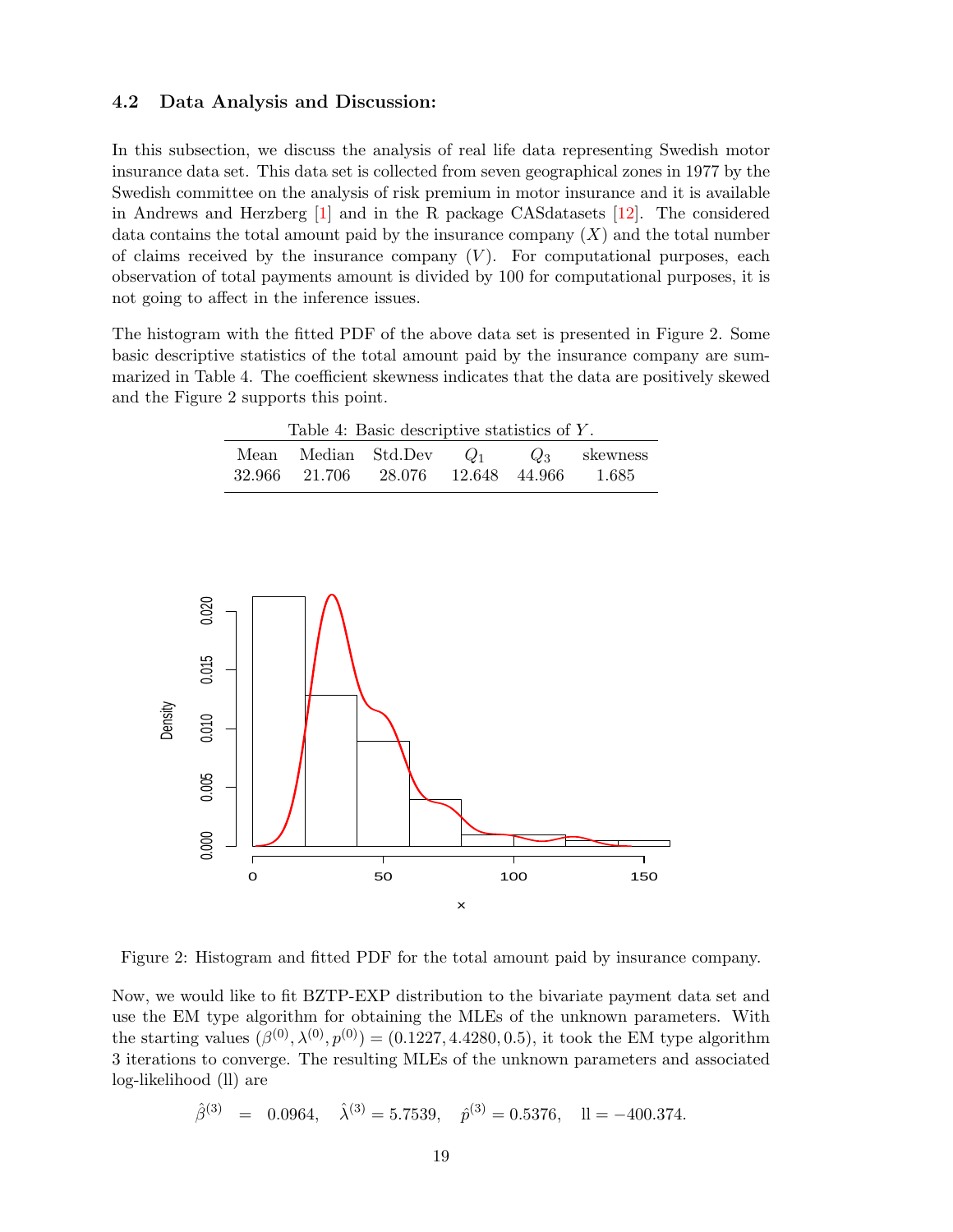### 4.2 Data Analysis and Discussion:

In this subsection, we discuss the analysis of real life data representing Swedish motor insurance data set. This data set is collected from seven geographical zones in 1977 by the Swedish committee on the analysis of risk premium in motor insurance and it is available in Andrews and Herzberg [1] and in the R package CASdatasets [12]. The considered data contains the total amount paid by the insurance company ($X$) and the total number of claims received by the insurance company ($V$). For computational purposes, each observation of total payments amount is divided by 100 for computational purposes, it is not going to affect in the inference issues.

The histogram with the fitted PDF of the above data set is presented in Figure 2. Some basic descriptive statistics of the total amount paid by the insurance company are summarized in Table 4. The coefficient skewness indicates that the data are positively skewed and the Figure 2 supports this point.

Table 4: Basic descriptive statistics of $Y$.

| Mean | Median | Std.Dev | $Q_1$ | $Q_3$ | skewness |
|---|---|---|---|---|---|
| 32.966 | 21.706 | 28.076 | 12.648 | 44.966 | 1.685 |

Figure 2: Histogram and fitted PDF for the total amount paid by insurance company.

Now, we would like to fit BZTP-EXP distribution to the bivariate payment data set and use the EM type algorithm for obtaining the MLEs of the unknown parameters. With the starting values $(\beta^{(0)}, \lambda^{(0)}, p^{(0)}) = (0.1227, 4.4280, 0.5)$, it took the EM type algorithm 3 iterations to converge. The resulting MLEs of the unknown parameters and associated log-likelihood (ll) are

$$\hat{\beta}^{(3)} = 0.0964, \quad \hat{\lambda}^{(3)} = 5.7539, \quad \hat{p}^{(3)} = 0.5376, \quad \text{ll} = -400.374.$$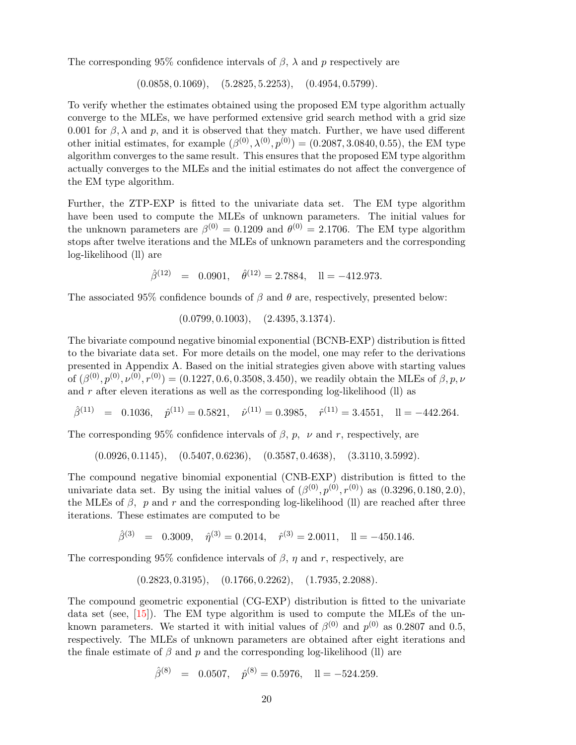The corresponding 95% confidence intervals of $\beta$, $\lambda$ and $p$ respectively are

$$(0.0858, 0.1069), \quad (5.2825, 5.2253), \quad (0.4954, 0.5799).$$

To verify whether the estimates obtained using the proposed EM type algorithm actually converge to the MLEs, we have performed extensive grid search method with a grid size 0.001 for $\beta, \lambda$ and $p$, and it is observed that they match. Further, we have used different other initial estimates, for example $(\beta^{(0)}, \lambda^{(0)}, p^{(0)}) = (0.2087, 3.0840, 0.55)$, the EM type algorithm converges to the same result. This ensures that the proposed EM type algorithm actually converges to the MLEs and the initial estimates do not affect the convergence of the EM type algorithm.

Further, the ZTP-EXP is fitted to the univariate data set. The EM type algorithm have been used to compute the MLEs of unknown parameters. The initial values for the unknown parameters are $\beta^{(0)} = 0.1209$ and $\theta^{(0)} = 2.1706$. The EM type algorithm stops after twelve iterations and the MLEs of unknown parameters and the corresponding log-likelihood (ll) are

$$\hat{\beta}^{(12)} \;=\; 0.0901, \quad \hat{\theta}^{(12)} = 2.7884, \quad \text{ll} = -412.973.$$

The associated 95% confidence bounds of $\beta$ and $\theta$ are, respectively, presented below:

$$(0.0799, 0.1003), \quad (2.4395, 3.1374).$$

The bivariate compound negative binomial exponential (BCNB-EXP) distribution is fitted to the bivariate data set. For more details on the model, one may refer to the derivations presented in Appendix A. Based on the initial strategies given above with starting values of $(\beta^{(0)}, p^{(0)}, \nu^{(0)}, r^{(0)}) = (0.1227, 0.6, 0.3508, 3.450)$, we readily obtain the MLEs of $\beta, p, \nu$ and $r$ after eleven iterations as well as the corresponding log-likelihood (ll) as

$$\hat{\beta}^{(11)} \;=\; 0.1036, \quad \hat{p}^{(11)} = 0.5821, \quad \hat{\nu}^{(11)} = 0.3985, \quad \hat{r}^{(11)} = 3.4551, \quad \text{ll} = -442.264.$$

The corresponding 95% confidence intervals of $\beta$, $p$, $\nu$ and $r$, respectively, are

$$(0.0926, 0.1145), \quad (0.5407, 0.6236), \quad (0.3587, 0.4638), \quad (3.3110, 3.5992).$$

The compound negative binomial exponential (CNB-EXP) distribution is fitted to the univariate data set. By using the initial values of $(\beta^{(0)}, p^{(0)}, r^{(0)})$ as $(0.3296, 0.180, 2.0)$, the MLEs of $\beta$, $p$ and $r$ and the corresponding log-likelihood (ll) are reached after three iterations. These estimates are computed to be

$$\hat{\beta}^{(3)} \;=\; 0.3009, \quad \hat{\eta}^{(3)} = 0.2014, \quad \hat{r}^{(3)} = 2.0011, \quad \text{ll} = -450.146.$$

The corresponding 95% confidence intervals of $\beta$, $\eta$ and $r$, respectively, are

$$(0.2823, 0.3195), \quad (0.1766, 0.2262), \quad (1.7935, 2.2088).$$

The compound geometric exponential (CG-EXP) distribution is fitted to the univariate data set (see, [15]). The EM type algorithm is used to compute the MLEs of the unknown parameters. We started it with initial values of $\beta^{(0)}$ and $p^{(0)}$ as 0.2807 and 0.5, respectively. The MLEs of unknown parameters are obtained after eight iterations and the finale estimate of $\beta$ and $p$ and the corresponding log-likelihood (ll) are

$$\hat{\beta}^{(8)} \;=\; 0.0507, \quad \hat{p}^{(8)} = 0.5976, \quad \text{ll} = -524.259.$$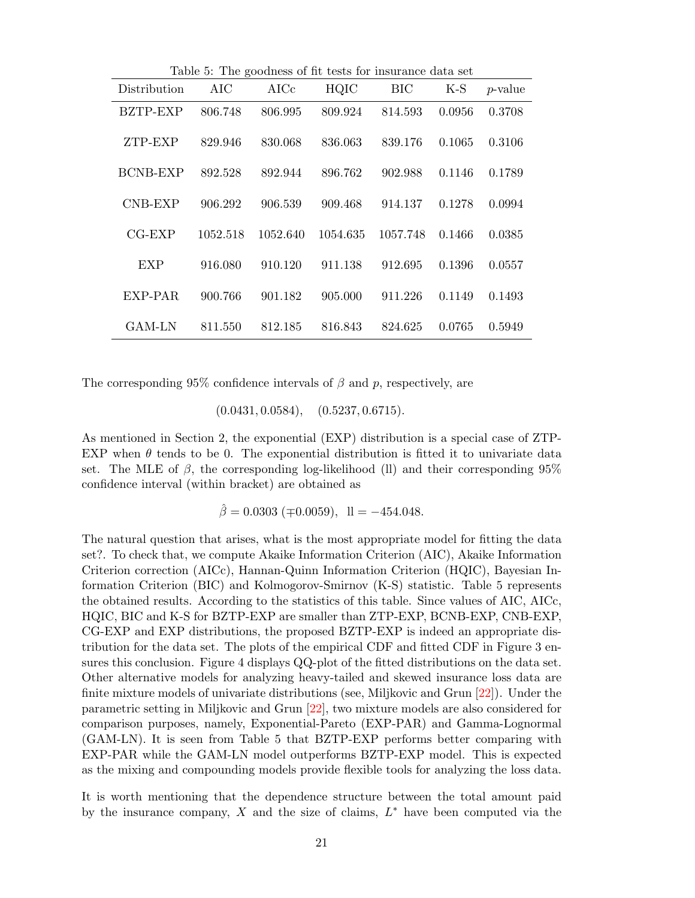Table 5: The goodness of fit tests for insurance data set

| Distribution | AIC | AICc | HQIC | BIC | K-S | $p$-value |
|---|---|---|---|---|---|---|
| BZTP-EXP | 806.748 | 806.995 | 809.924 | 814.593 | 0.0956 | 0.3708 |
| ZTP-EXP | 829.946 | 830.068 | 836.063 | 839.176 | 0.1065 | 0.3106 |
| BCNB-EXP | 892.528 | 892.944 | 896.762 | 902.988 | 0.1146 | 0.1789 |
| CNB-EXP | 906.292 | 906.539 | 909.468 | 914.137 | 0.1278 | 0.0994 |
| CG-EXP | 1052.518 | 1052.640 | 1054.635 | 1057.748 | 0.1466 | 0.0385 |
| EXP | 916.080 | 910.120 | 911.138 | 912.695 | 0.1396 | 0.0557 |
| EXP-PAR | 900.766 | 901.182 | 905.000 | 911.226 | 0.1149 | 0.1493 |
| GAM-LN | 811.550 | 812.185 | 816.843 | 824.625 | 0.0765 | 0.5949 |

The corresponding 95% confidence intervals of $\beta$ and $p$, respectively, are

$$(0.0431, 0.0584), \quad (0.5237, 0.6715).$$

As mentioned in Section 2, the exponential (EXP) distribution is a special case of ZTP-EXP when $\theta$ tends to be 0. The exponential distribution is fitted it to univariate data set. The MLE of $\beta$, the corresponding log-likelihood (ll) and their corresponding 95% confidence interval (within bracket) are obtained as

$$\hat{\beta} = 0.0303 \ (\mp 0.0059), \ \ \text{ll} = -454.048.$$

The natural question that arises, what is the most appropriate model for fitting the data set?. To check that, we compute Akaike Information Criterion (AIC), Akaike Information Criterion correction (AICc), Hannan-Quinn Information Criterion (HQIC), Bayesian Information Criterion (BIC) and Kolmogorov-Smirnov (K-S) statistic. Table 5 represents the obtained results. According to the statistics of this table. Since values of AIC, AICc, HQIC, BIC and K-S for BZTP-EXP are smaller than ZTP-EXP, BCNB-EXP, CNB-EXP, CG-EXP and EXP distributions, the proposed BZTP-EXP is indeed an appropriate distribution for the data set. The plots of the empirical CDF and fitted CDF in Figure 3 ensures this conclusion. Figure 4 displays QQ-plot of the fitted distributions on the data set. Other alternative models for analyzing heavy-tailed and skewed insurance loss data are finite mixture models of univariate distributions (see, Miljkovic and Grun [22]). Under the parametric setting in Miljkovic and Grun [22], two mixture models are also considered for comparison purposes, namely, Exponential-Pareto (EXP-PAR) and Gamma-Lognormal (GAM-LN). It is seen from Table 5 that BZTP-EXP performs better comparing with EXP-PAR while the GAM-LN model outperforms BZTP-EXP model. This is expected as the mixing and compounding models provide flexible tools for analyzing the loss data.

It is worth mentioning that the dependence structure between the total amount paid by the insurance company, $X$ and the size of claims, $L^*$ have been computed via the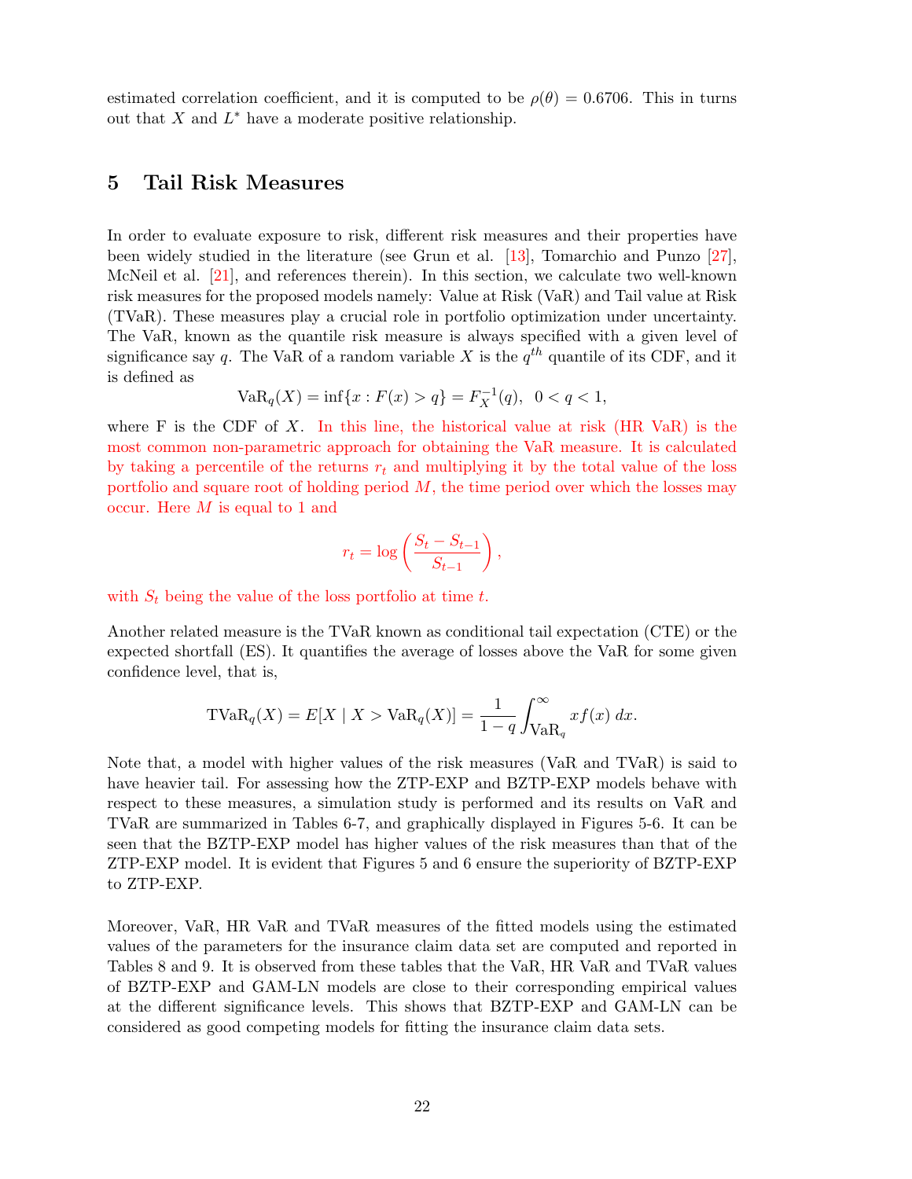estimated correlation coefficient, and it is computed to be $\rho(\theta) = 0.6706$. This in turns out that $X$ and $L^*$ have a moderate positive relationship.

## 5 Tail Risk Measures

In order to evaluate exposure to risk, different risk measures and their properties have been widely studied in the literature (see Grun et al. [13], Tomarchio and Punzo [27], McNeil et al. [21], and references therein). In this section, we calculate two well-known risk measures for the proposed models namely: Value at Risk (VaR) and Tail value at Risk (TVaR). These measures play a crucial role in portfolio optimization under uncertainty. The VaR, known as the quantile risk measure is always specified with a given level of significance say $q$. The VaR of a random variable $X$ is the $q^{th}$ quantile of its CDF, and it is defined as

$$\text{VaR}_q(X) = \inf\{x : F(x) > q\} = F_X^{-1}(q), \;\; 0 < q < 1,$$

where F is the CDF of $X$. In this line, the historical value at risk (HR VaR) is the most common non-parametric approach for obtaining the VaR measure. It is calculated by taking a percentile of the returns $r_t$ and multiplying it by the total value of the loss portfolio and square root of holding period $M$, the time period over which the losses may occur. Here $M$ is equal to 1 and

$$r_t = \log\left(\frac{S_t - S_{t-1}}{S_{t-1}}\right),$$

with $S_t$ being the value of the loss portfolio at time $t$.

Another related measure is the TVaR known as conditional tail expectation (CTE) or the expected shortfall (ES). It quantifies the average of losses above the VaR for some given confidence level, that is,

$$\text{TVaR}_q(X) = E[X \mid X > \text{VaR}_q(X)] = \frac{1}{1-q}\int_{\text{VaR}_q}^{\infty} x f(x)\, dx.$$

Note that, a model with higher values of the risk measures (VaR and TVaR) is said to have heavier tail. For assessing how the ZTP-EXP and BZTP-EXP models behave with respect to these measures, a simulation study is performed and its results on VaR and TVaR are summarized in Tables 6-7, and graphically displayed in Figures 5-6. It can be seen that the BZTP-EXP model has higher values of the risk measures than that of the ZTP-EXP model. It is evident that Figures 5 and 6 ensure the superiority of BZTP-EXP to ZTP-EXP.

Moreover, VaR, HR VaR and TVaR measures of the fitted models using the estimated values of the parameters for the insurance claim data set are computed and reported in Tables 8 and 9. It is observed from these tables that the VaR, HR VaR and TVaR values of BZTP-EXP and GAM-LN models are close to their corresponding empirical values at the different significance levels. This shows that BZTP-EXP and GAM-LN can be considered as good competing models for fitting the insurance claim data sets.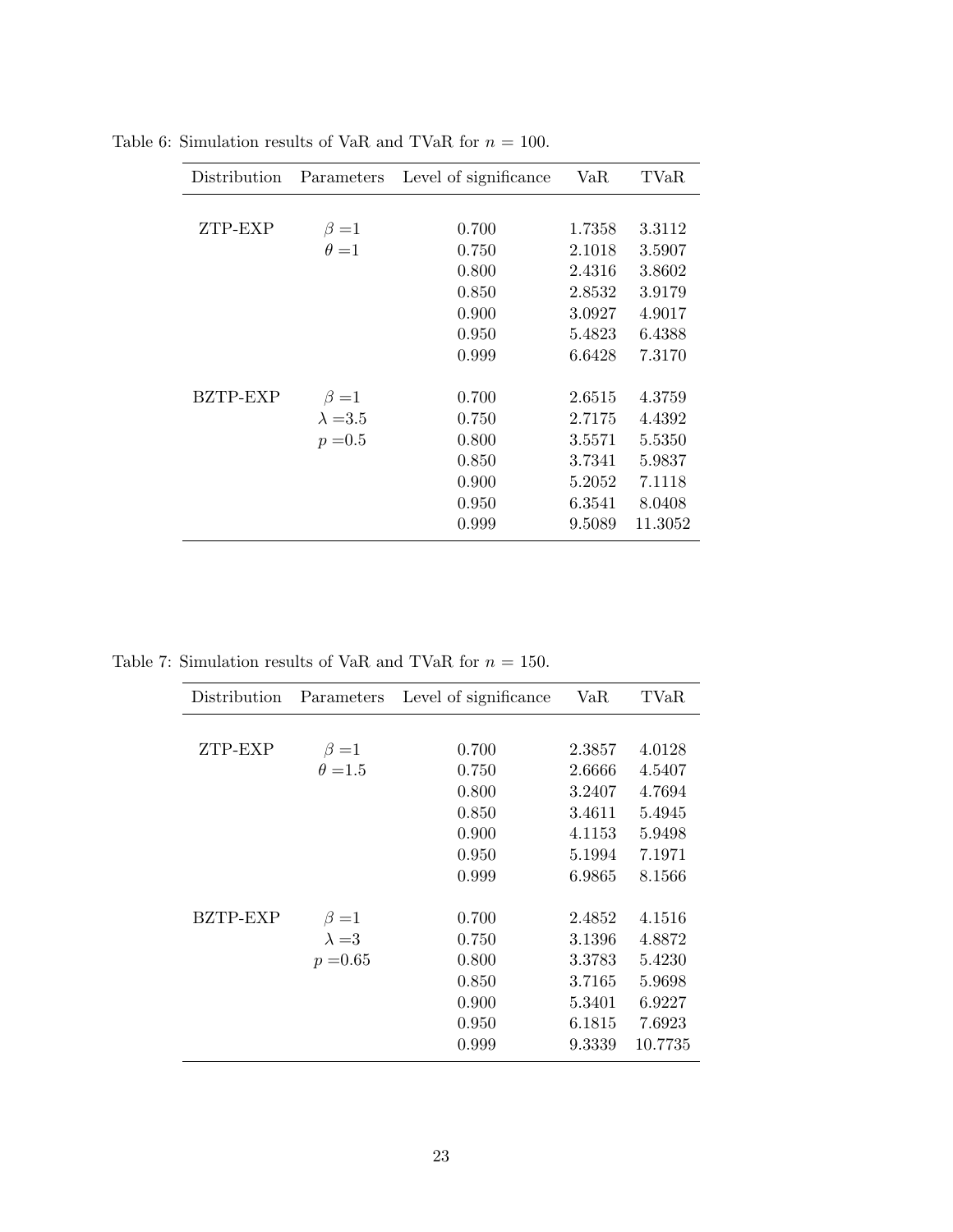Table 6: Simulation results of VaR and TVaR for $n = 100$.

| Distribution | Parameters | Level of significance | VaR | TVaR |
|---|---|---|---|---|
| ZTP-EXP | $\beta = 1$ | 0.700 | 1.7358 | 3.3112 |
| | $\theta = 1$ | 0.750 | 2.1018 | 3.5907 |
| | | 0.800 | 2.4316 | 3.8602 |
| | | 0.850 | 2.8532 | 3.9179 |
| | | 0.900 | 3.0927 | 4.9017 |
| | | 0.950 | 5.4823 | 6.4388 |
| | | 0.999 | 6.6428 | 7.3170 |
| BZTP-EXP | $\beta = 1$ | 0.700 | 2.6515 | 4.3759 |
| | $\lambda = 3.5$ | 0.750 | 2.7175 | 4.4392 |
| | $p = 0.5$ | 0.800 | 3.5571 | 5.5350 |
| | | 0.850 | 3.7341 | 5.9837 |
| | | 0.900 | 5.2052 | 7.1118 |
| | | 0.950 | 6.3541 | 8.0408 |
| | | 0.999 | 9.5089 | 11.3052 |

Table 7: Simulation results of VaR and TVaR for $n = 150$.

| Distribution | Parameters | Level of significance | VaR | TVaR |
|---|---|---|---|---|
| ZTP-EXP | $\beta = 1$ | 0.700 | 2.3857 | 4.0128 |
| | $\theta = 1.5$ | 0.750 | 2.6666 | 4.5407 |
| | | 0.800 | 3.2407 | 4.7694 |
| | | 0.850 | 3.4611 | 5.4945 |
| | | 0.900 | 4.1153 | 5.9498 |
| | | 0.950 | 5.1994 | 7.1971 |
| | | 0.999 | 6.9865 | 8.1566 |
| BZTP-EXP | $\beta = 1$ | 0.700 | 2.4852 | 4.1516 |
| | $\lambda = 3$ | 0.750 | 3.1396 | 4.8872 |
| | $p = 0.65$ | 0.800 | 3.3783 | 5.4230 |
| | | 0.850 | 3.7165 | 5.9698 |
| | | 0.900 | 5.3401 | 6.9227 |
| | | 0.950 | 6.1815 | 7.6923 |
| | | 0.999 | 9.3339 | 10.7735 |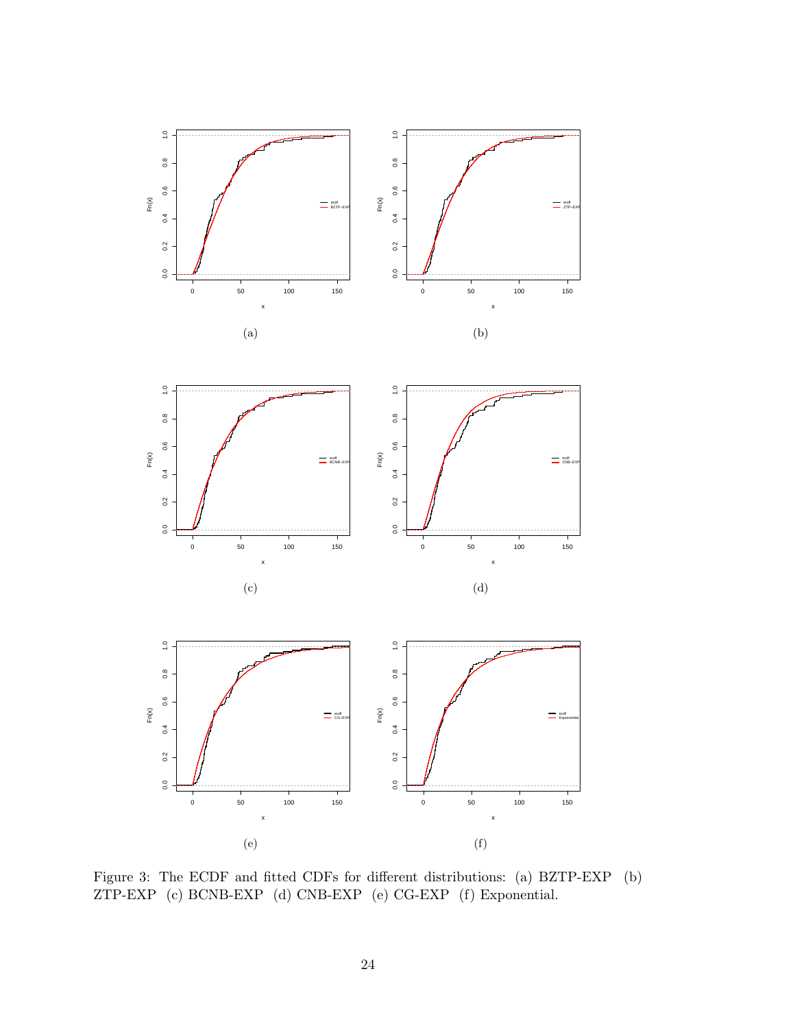(a)

(b)

(c)

(d)

(e)

(f)

Figure 3: The ECDF and fitted CDFs for different distributions: (a) BZTP-EXP (b) ZTP-EXP (c) BCNB-EXP (d) CNB-EXP (e) CG-EXP (f) Exponential.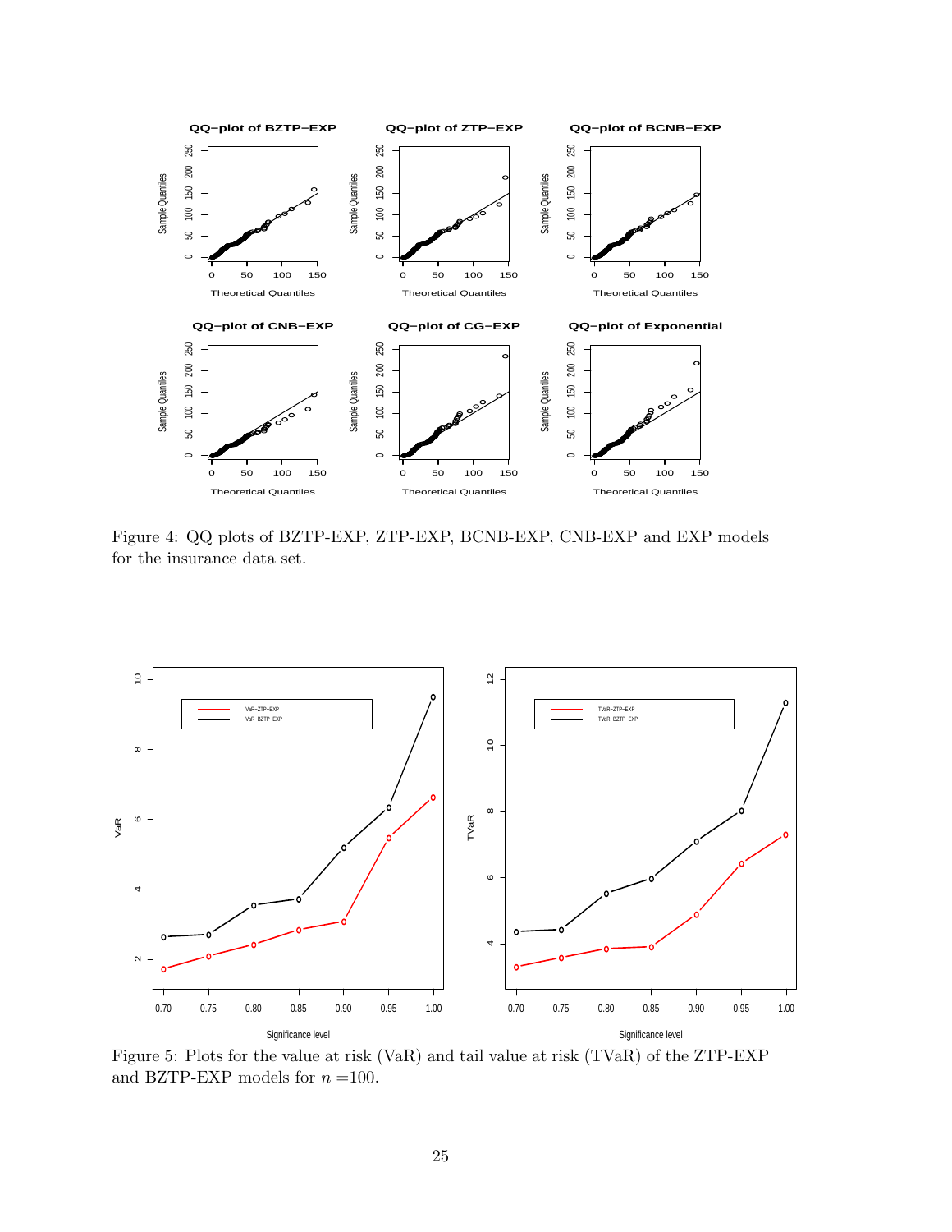Figure 4: QQ plots of BZTP-EXP, ZTP-EXP, BCNB-EXP, CNB-EXP and EXP models for the insurance data set.

Figure 5: Plots for the value at risk (VaR) and tail value at risk (TVaR) of the ZTP-EXP and BZTP-EXP models for $n$ =100.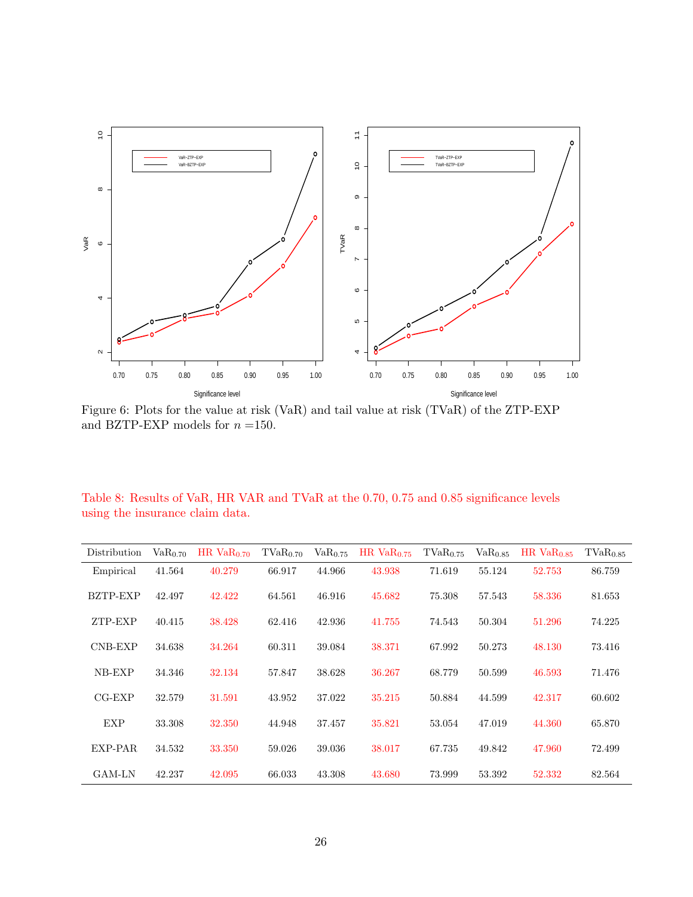Figure 6: Plots for the value at risk (VaR) and tail value at risk (TVaR) of the ZTP-EXP and BZTP-EXP models for $n$ =150.

Table 8: Results of VaR, HR VAR and TVaR at the 0.70, 0.75 and 0.85 significance levels using the insurance claim data.

| Distribution | $\text{VaR}_{0.70}$ | HR $\text{VaR}_{0.70}$ | $\text{TVaR}_{0.70}$ | $\text{VaR}_{0.75}$ | HR $\text{VaR}_{0.75}$ | $\text{TVaR}_{0.75}$ | $\text{VaR}_{0.85}$ | HR $\text{VaR}_{0.85}$ | $\text{TVaR}_{0.85}$ |
|---|---|---|---|---|---|---|---|---|---|
| Empirical | 41.564 | 40.279 | 66.917 | 44.966 | 43.938 | 71.619 | 55.124 | 52.753 | 86.759 |
| BZTP-EXP | 42.497 | 42.422 | 64.561 | 46.916 | 45.682 | 75.308 | 57.543 | 58.336 | 81.653 |
| ZTP-EXP | 40.415 | 38.428 | 62.416 | 42.936 | 41.755 | 74.543 | 50.304 | 51.296 | 74.225 |
| CNB-EXP | 34.638 | 34.264 | 60.311 | 39.084 | 38.371 | 67.992 | 50.273 | 48.130 | 73.416 |
| NB-EXP | 34.346 | 32.134 | 57.847 | 38.628 | 36.267 | 68.779 | 50.599 | 46.593 | 71.476 |
| CG-EXP | 32.579 | 31.591 | 43.952 | 37.022 | 35.215 | 50.884 | 44.599 | 42.317 | 60.602 |
| EXP | 33.308 | 32.350 | 44.948 | 37.457 | 35.821 | 53.054 | 47.019 | 44.360 | 65.870 |
| EXP-PAR | 34.532 | 33.350 | 59.026 | 39.036 | 38.017 | 67.735 | 49.842 | 47.960 | 72.499 |
| GAM-LN | 42.237 | 42.095 | 66.033 | 43.308 | 43.680 | 73.999 | 53.392 | 52.332 | 82.564 |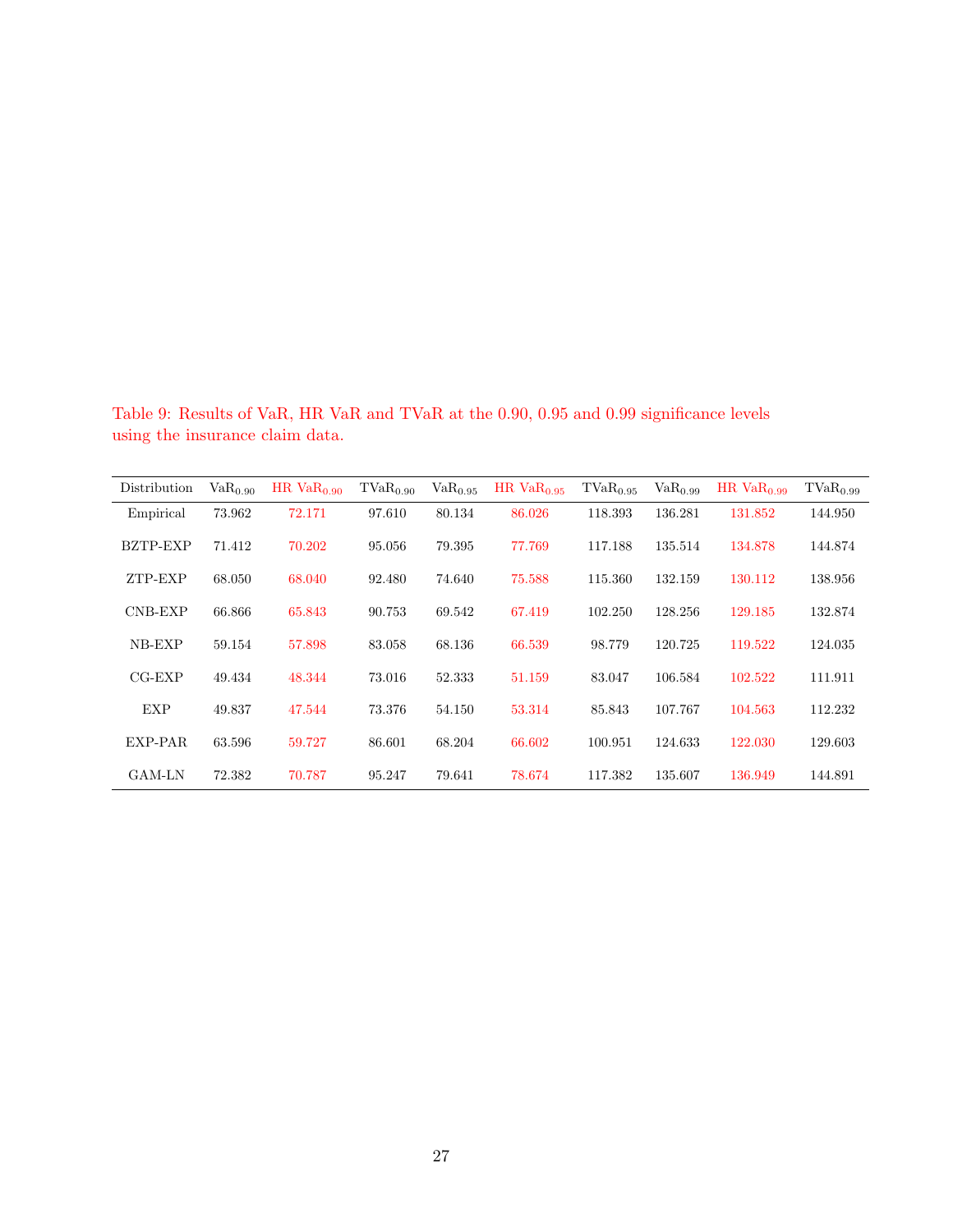Table 9: Results of VaR, HR VaR and TVaR at the 0.90, 0.95 and 0.99 significance levels using the insurance claim data.

| Distribution | $\text{VaR}_{0.90}$ | HR $\text{VaR}_{0.90}$ | $\text{TVaR}_{0.90}$ | $\text{VaR}_{0.95}$ | HR $\text{VaR}_{0.95}$ | $\text{TVaR}_{0.95}$ | $\text{VaR}_{0.99}$ | HR $\text{VaR}_{0.99}$ | $\text{TVaR}_{0.99}$ |
|---|---|---|---|---|---|---|---|---|---|
| Empirical | 73.962 | 72.171 | 97.610 | 80.134 | 86.026 | 118.393 | 136.281 | 131.852 | 144.950 |
| BZTP-EXP | 71.412 | 70.202 | 95.056 | 79.395 | 77.769 | 117.188 | 135.514 | 134.878 | 144.874 |
| ZTP-EXP | 68.050 | 68.040 | 92.480 | 74.640 | 75.588 | 115.360 | 132.159 | 130.112 | 138.956 |
| CNB-EXP | 66.866 | 65.843 | 90.753 | 69.542 | 67.419 | 102.250 | 128.256 | 129.185 | 132.874 |
| NB-EXP | 59.154 | 57.898 | 83.058 | 68.136 | 66.539 | 98.779 | 120.725 | 119.522 | 124.035 |
| CG-EXP | 49.434 | 48.344 | 73.016 | 52.333 | 51.159 | 83.047 | 106.584 | 102.522 | 111.911 |
| EXP | 49.837 | 47.544 | 73.376 | 54.150 | 53.314 | 85.843 | 107.767 | 104.563 | 112.232 |
| EXP-PAR | 63.596 | 59.727 | 86.601 | 68.204 | 66.602 | 100.951 | 124.633 | 122.030 | 129.603 |
| GAM-LN | 72.382 | 70.787 | 95.247 | 79.641 | 78.674 | 117.382 | 135.607 | 136.949 | 144.891 |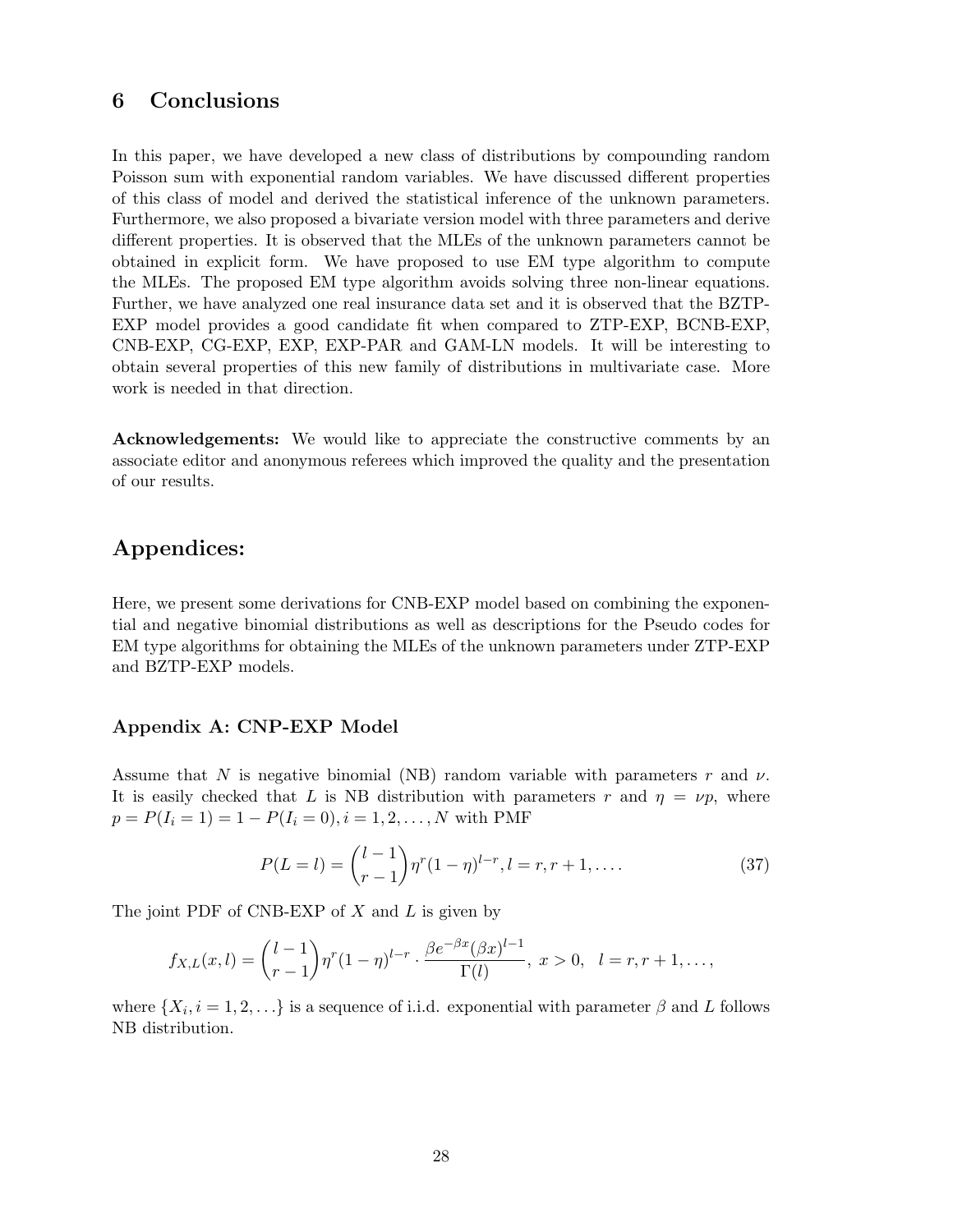## 6 Conclusions

In this paper, we have developed a new class of distributions by compounding random Poisson sum with exponential random variables. We have discussed different properties of this class of model and derived the statistical inference of the unknown parameters. Furthermore, we also proposed a bivariate version model with three parameters and derive different properties. It is observed that the MLEs of the unknown parameters cannot be obtained in explicit form. We have proposed to use EM type algorithm to compute the MLEs. The proposed EM type algorithm avoids solving three non-linear equations. Further, we have analyzed one real insurance data set and it is observed that the BZTP-EXP model provides a good candidate fit when compared to ZTP-EXP, BCNB-EXP, CNB-EXP, CG-EXP, EXP, EXP-PAR and GAM-LN models. It will be interesting to obtain several properties of this new family of distributions in multivariate case. More work is needed in that direction.

**Acknowledgements:** We would like to appreciate the constructive comments by an associate editor and anonymous referees which improved the quality and the presentation of our results.

## Appendices:

Here, we present some derivations for CNB-EXP model based on combining the exponential and negative binomial distributions as well as descriptions for the Pseudo codes for EM type algorithms for obtaining the MLEs of the unknown parameters under ZTP-EXP and BZTP-EXP models.

### Appendix A: CNP-EXP Model

Assume that $N$ is negative binomial (NB) random variable with parameters $r$ and $\nu$. It is easily checked that $L$ is NB distribution with parameters $r$ and $\eta = \nu p$, where $p = P(I_i = 1) = 1 - P(I_i = 0), i = 1, 2, \ldots, N$ with PMF

$$P(L = l) = \binom{l-1}{r-1} \eta^r (1-\eta)^{l-r}, l = r, r+1, \ldots. \tag{37}$$

The joint PDF of CNB-EXP of $X$ and $L$ is given by

$$f_{X,L}(x, l) = \binom{l-1}{r-1} \eta^r (1-\eta)^{l-r} \cdot \frac{\beta e^{-\beta x} (\beta x)^{l-1}}{\Gamma(l)}, \; x > 0, \quad l = r, r+1, \ldots,$$

where $\{X_i, i = 1, 2, \ldots\}$ is a sequence of i.i.d. exponential with parameter $\beta$ and $L$ follows NB distribution.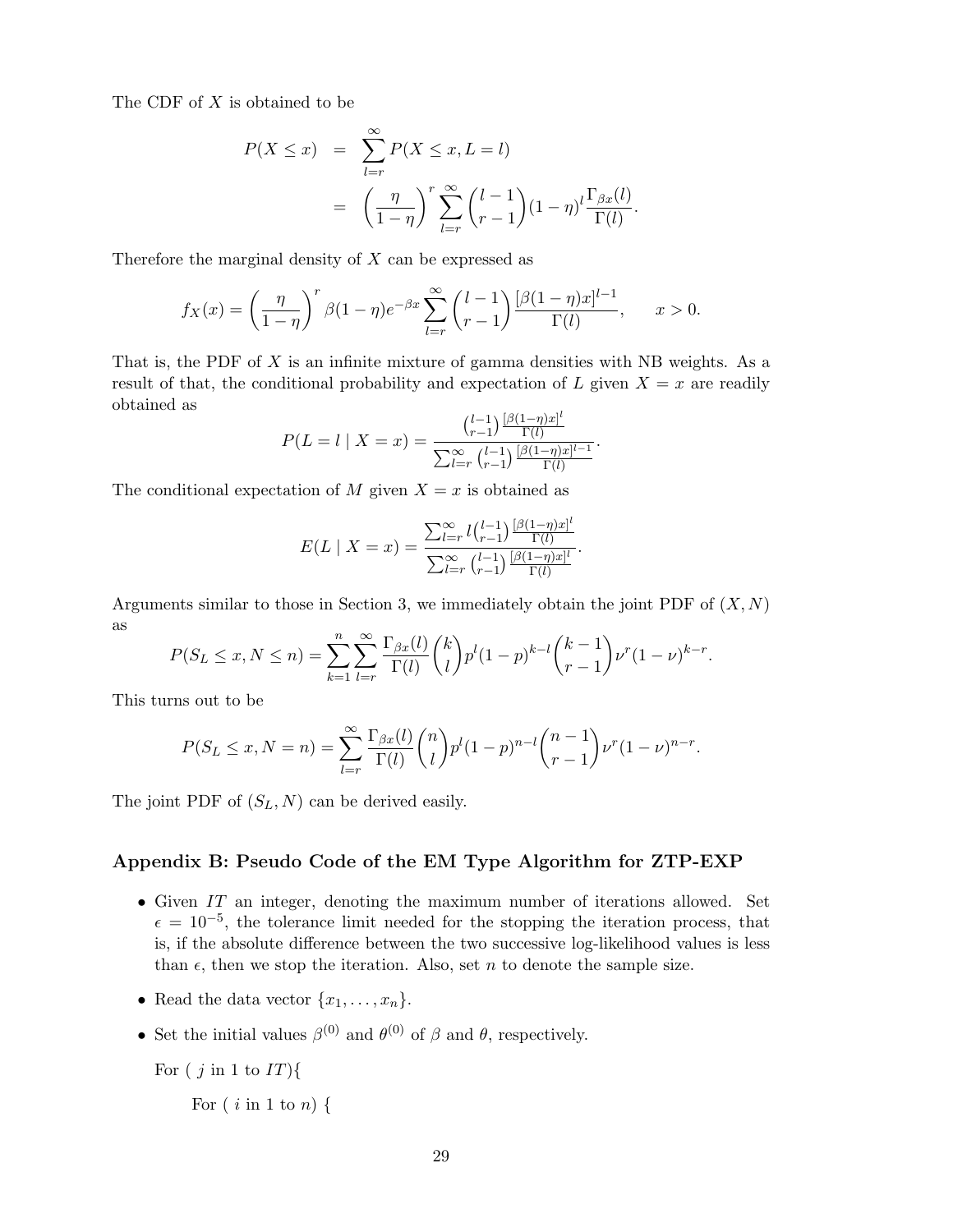The CDF of $X$ is obtained to be

$$
\begin{aligned}
P(X \leq x) &= \sum_{l=r}^{\infty} P(X \leq x, L = l) \\
&= \left(\frac{\eta}{1-\eta}\right)^r \sum_{l=r}^{\infty} \binom{l-1}{r-1} (1-\eta)^l \frac{\Gamma_{\beta x}(l)}{\Gamma(l)}.
\end{aligned}
$$

Therefore the marginal density of $X$ can be expressed as

$$
f_X(x) = \left(\frac{\eta}{1-\eta}\right)^r \beta(1-\eta) e^{-\beta x} \sum_{l=r}^{\infty} \binom{l-1}{r-1} \frac{[\beta(1-\eta)x]^{l-1}}{\Gamma(l)}, \qquad x > 0.
$$

That is, the PDF of $X$ is an infinite mixture of gamma densities with NB weights. As a result of that, the conditional probability and expectation of $L$ given $X = x$ are readily obtained as

$$
P(L = l \mid X = x) = \frac{\binom{l-1}{r-1} \frac{[\beta(1-\eta)x]^l}{\Gamma(l)}}{\sum_{l=r}^{\infty} \binom{l-1}{r-1} \frac{[\beta(1-\eta)x]^{l-1}}{\Gamma(l)}}.
$$

The conditional expectation of $M$ given $X = x$ is obtained as

$$
E(L \mid X = x) = \frac{\sum_{l=r}^{\infty} l \binom{l-1}{r-1} \frac{[\beta(1-\eta)x]^l}{\Gamma(l)}}{\sum_{l=r}^{\infty} \binom{l-1}{r-1} \frac{[\beta(1-\eta)x]^l}{\Gamma(l)}}.
$$

Arguments similar to those in Section 3, we immediately obtain the joint PDF of $(X, N)$ as

$$
P(S_L \leq x, N \leq n) = \sum_{k=1}^{n} \sum_{l=r}^{\infty} \frac{\Gamma_{\beta x}(l)}{\Gamma(l)} \binom{k}{l} p^l (1-p)^{k-l} \binom{k-1}{r-1} \nu^r (1-\nu)^{k-r}.
$$

This turns out to be

$$
P(S_L \leq x, N = n) = \sum_{l=r}^{\infty} \frac{\Gamma_{\beta x}(l)}{\Gamma(l)} \binom{n}{l} p^l (1-p)^{n-l} \binom{n-1}{r-1} \nu^r (1-\nu)^{n-r}.
$$

The joint PDF of $(S_L, N)$ can be derived easily.

### Appendix B: Pseudo Code of the EM Type Algorithm for ZTP-EXP

- Given $IT$ an integer, denoting the maximum number of iterations allowed. Set $\epsilon = 10^{-5}$, the tolerance limit needed for the stopping the iteration process, that is, if the absolute difference between the two successive log-likelihood values is less than $\epsilon$, then we stop the iteration. Also, set $n$ to denote the sample size.
- Read the data vector $\{x_1, \ldots, x_n\}$.
- Set the initial values $\beta^{(0)}$ and $\theta^{(0)}$ of $\beta$ and $\theta$, respectively.

  For ( $j$ in 1 to $IT$){

  For ( $i$ in 1 to $n$) {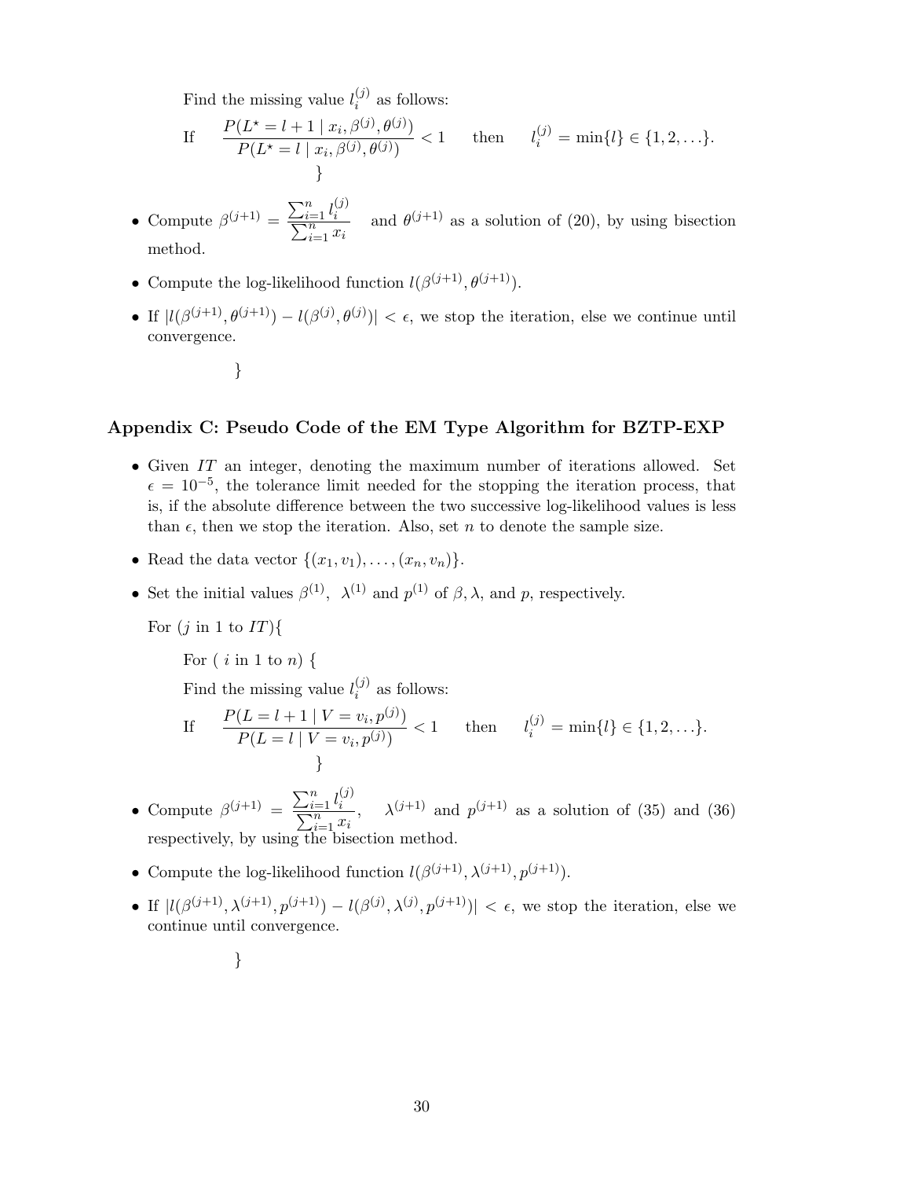Find the missing value $l_i^{(j)}$ as follows:

$$\text{If} \quad \frac{P(L^\star = l+1 \mid x_i, \beta^{(j)}, \theta^{(j)})}{P(L^\star = l \mid x_i, \beta^{(j)}, \theta^{(j)})} < 1 \quad \text{then} \quad l_i^{(j)} = \min\{l\} \in \{1, 2, \ldots\}.$$

}

- Compute $\beta^{(j+1)} = \dfrac{\sum_{i=1}^n l_i^{(j)}}{\sum_{i=1}^n x_i}$ and $\theta^{(j+1)}$ as a solution of (20), by using bisection method.
- Compute the log-likelihood function $l(\beta^{(j+1)}, \theta^{(j+1)})$.
- If $|l(\beta^{(j+1)}, \theta^{(j+1)}) - l(\beta^{(j)}, \theta^{(j)})| < \epsilon$, we stop the iteration, else we continue until convergence.

}

## Appendix C: Pseudo Code of the EM Type Algorithm for BZTP-EXP

- Given $IT$ an integer, denoting the maximum number of iterations allowed. Set $\epsilon = 10^{-5}$, the tolerance limit needed for the stopping the iteration process, that is, if the absolute difference between the two successive log-likelihood values is less than $\epsilon$, then we stop the iteration. Also, set $n$ to denote the sample size.
- Read the data vector $\{(x_1, v_1), \ldots, (x_n, v_n)\}$.
- Set the initial values $\beta^{(1)}$, $\lambda^{(1)}$ and $p^{(1)}$ of $\beta, \lambda$, and $p$, respectively.

For ($j$ in 1 to $IT$){

For ( $i$ in 1 to $n$) {

Find the missing value $l_i^{(j)}$ as follows:

$$\text{If} \quad \frac{P(L = l+1 \mid V = v_i, p^{(j)})}{P(L = l \mid V = v_i, p^{(j)})} < 1 \quad \text{then} \quad l_i^{(j)} = \min\{l\} \in \{1, 2, \ldots\}.$$

}

- Compute $\beta^{(j+1)} = \dfrac{\sum_{i=1}^n l_i^{(j)}}{\sum_{i=1}^n x_i}$, $\lambda^{(j+1)}$ and $p^{(j+1)}$ as a solution of (35) and (36) respectively, by using the bisection method.
- Compute the log-likelihood function $l(\beta^{(j+1)}, \lambda^{(j+1)}, p^{(j+1)})$.
- If $|l(\beta^{(j+1)}, \lambda^{(j+1)}, p^{(j+1)}) - l(\beta^{(j)}, \lambda^{(j)}, p^{(j+1)})| < \epsilon$, we stop the iteration, else we continue until convergence.

}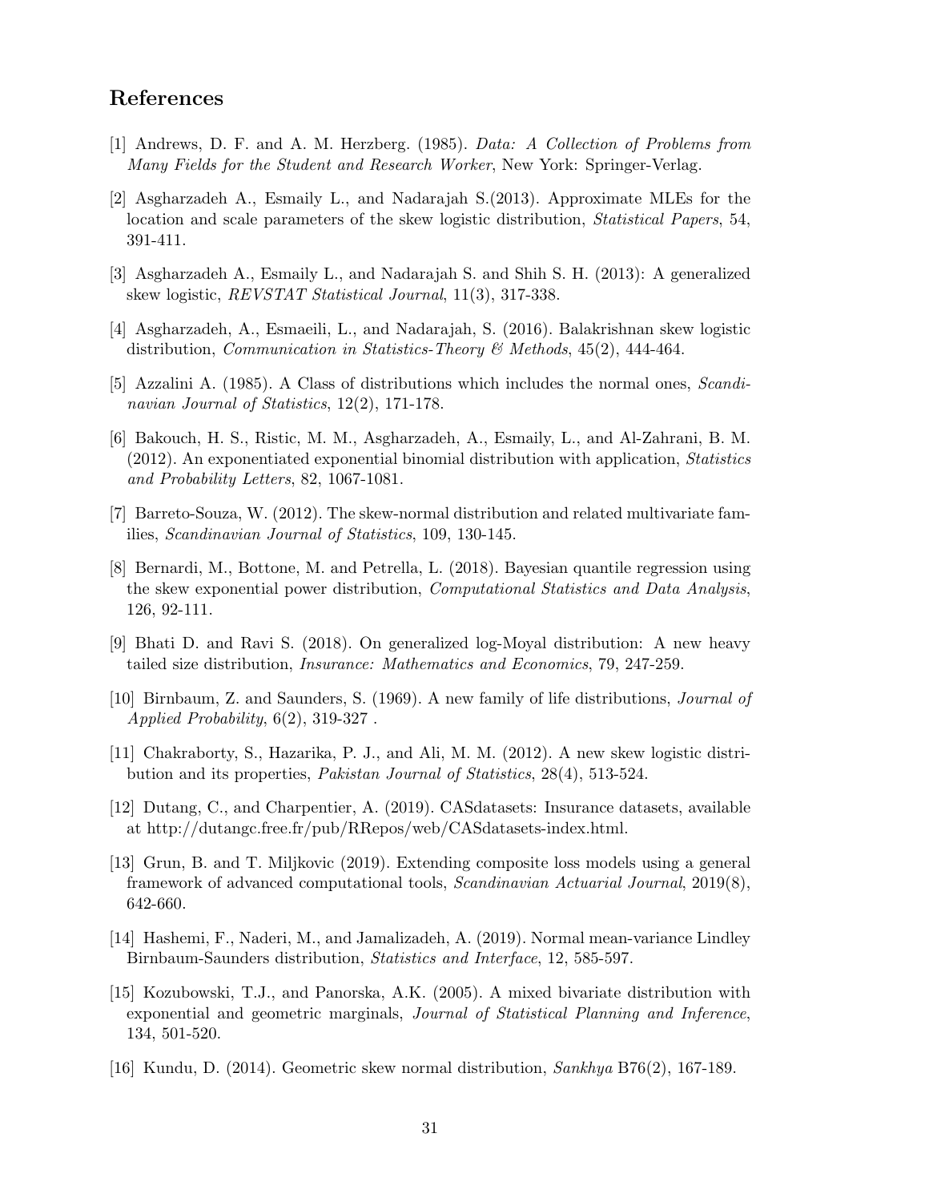## References

[1] Andrews, D. F. and A. M. Herzberg. (1985). *Data: A Collection of Problems from Many Fields for the Student and Research Worker*, New York: Springer-Verlag.

[2] Asgharzadeh A., Esmaily L., and Nadarajah S.(2013). Approximate MLEs for the location and scale parameters of the skew logistic distribution, *Statistical Papers*, 54, 391-411.

[3] Asgharzadeh A., Esmaily L., and Nadarajah S. and Shih S. H. (2013): A generalized skew logistic, *REVSTAT Statistical Journal*, 11(3), 317-338.

[4] Asgharzadeh, A., Esmaeili, L., and Nadarajah, S. (2016). Balakrishnan skew logistic distribution, *Communication in Statistics-Theory & Methods*, 45(2), 444-464.

[5] Azzalini A. (1985). A Class of distributions which includes the normal ones, *Scandinavian Journal of Statistics*, 12(2), 171-178.

[6] Bakouch, H. S., Ristic, M. M., Asgharzadeh, A., Esmaily, L., and Al-Zahrani, B. M. (2012). An exponentiated exponential binomial distribution with application, *Statistics and Probability Letters*, 82, 1067-1081.

[7] Barreto-Souza, W. (2012). The skew-normal distribution and related multivariate families, *Scandinavian Journal of Statistics*, 109, 130-145.

[8] Bernardi, M., Bottone, M. and Petrella, L. (2018). Bayesian quantile regression using the skew exponential power distribution, *Computational Statistics and Data Analysis*, 126, 92-111.

[9] Bhati D. and Ravi S. (2018). On generalized log-Moyal distribution: A new heavy tailed size distribution, *Insurance: Mathematics and Economics*, 79, 247-259.

[10] Birnbaum, Z. and Saunders, S. (1969). A new family of life distributions, *Journal of Applied Probability*, 6(2), 319-327 .

[11] Chakraborty, S., Hazarika, P. J., and Ali, M. M. (2012). A new skew logistic distribution and its properties, *Pakistan Journal of Statistics*, 28(4), 513-524.

[12] Dutang, C., and Charpentier, A. (2019). CASdatasets: Insurance datasets, available at http://dutangc.free.fr/pub/RRepos/web/CASdatasets-index.html.

[13] Grun, B. and T. Miljkovic (2019). Extending composite loss models using a general framework of advanced computational tools, *Scandinavian Actuarial Journal*, 2019(8), 642-660.

[14] Hashemi, F., Naderi, M., and Jamalizadeh, A. (2019). Normal mean-variance Lindley Birnbaum-Saunders distribution, *Statistics and Interface*, 12, 585-597.

[15] Kozubowski, T.J., and Panorska, A.K. (2005). A mixed bivariate distribution with exponential and geometric marginals, *Journal of Statistical Planning and Inference*, 134, 501-520.

[16] Kundu, D. (2014). Geometric skew normal distribution, *Sankhya* B76(2), 167-189.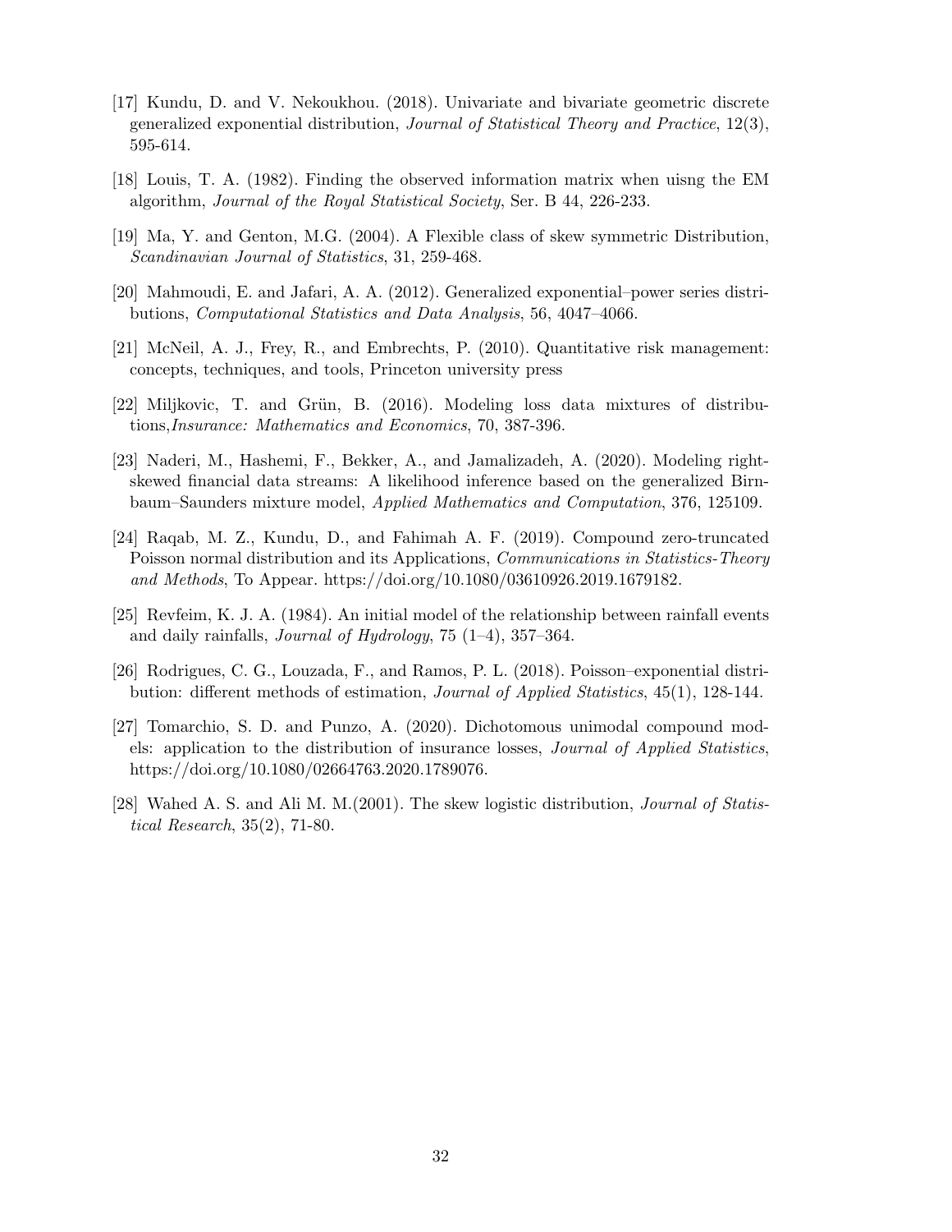[17] Kundu, D. and V. Nekoukhou. (2018). Univariate and bivariate geometric discrete generalized exponential distribution, *Journal of Statistical Theory and Practice*, 12(3), 595-614.

[18] Louis, T. A. (1982). Finding the observed information matrix when uisng the EM algorithm, *Journal of the Royal Statistical Society*, Ser. B 44, 226-233.

[19] Ma, Y. and Genton, M.G. (2004). A Flexible class of skew symmetric Distribution, *Scandinavian Journal of Statistics*, 31, 259-468.

[20] Mahmoudi, E. and Jafari, A. A. (2012). Generalized exponential–power series distributions, *Computational Statistics and Data Analysis*, 56, 4047–4066.

[21] McNeil, A. J., Frey, R., and Embrechts, P. (2010). Quantitative risk management: concepts, techniques, and tools, Princeton university press

[22] Miljkovic, T. and Grün, B. (2016). Modeling loss data mixtures of distributions,*Insurance: Mathematics and Economics*, 70, 387-396.

[23] Naderi, M., Hashemi, F., Bekker, A., and Jamalizadeh, A. (2020). Modeling right-skewed financial data streams: A likelihood inference based on the generalized Birnbaum–Saunders mixture model, *Applied Mathematics and Computation*, 376, 125109.

[24] Raqab, M. Z., Kundu, D., and Fahimah A. F. (2019). Compound zero-truncated Poisson normal distribution and its Applications, *Communications in Statistics-Theory and Methods*, To Appear. https://doi.org/10.1080/03610926.2019.1679182.

[25] Revfeim, K. J. A. (1984). An initial model of the relationship between rainfall events and daily rainfalls, *Journal of Hydrology*, 75 (1–4), 357–364.

[26] Rodrigues, C. G., Louzada, F., and Ramos, P. L. (2018). Poisson–exponential distribution: different methods of estimation, *Journal of Applied Statistics*, 45(1), 128-144.

[27] Tomarchio, S. D. and Punzo, A. (2020). Dichotomous unimodal compound models: application to the distribution of insurance losses, *Journal of Applied Statistics*, https://doi.org/10.1080/02664763.2020.1789076.

[28] Wahed A. S. and Ali M. M.(2001). The skew logistic distribution, *Journal of Statistical Research*, 35(2), 71-80.